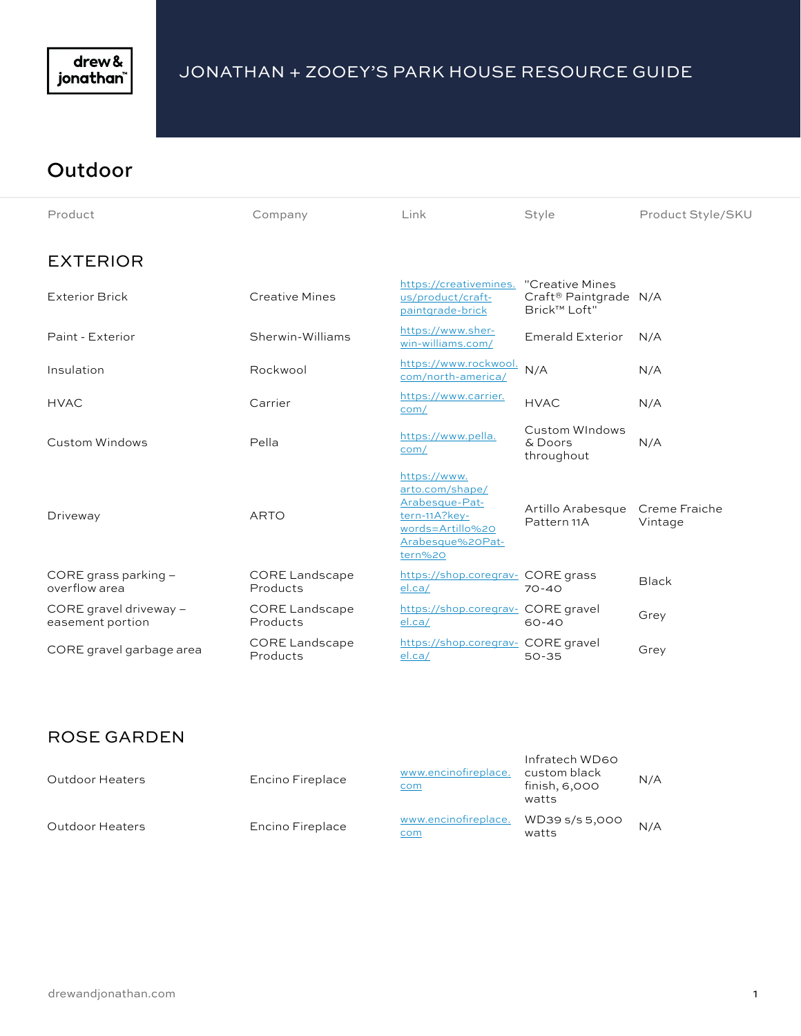drew & jonathan™

# JONATHAN + ZOOEY'S PARK HOUSE RESOURCE GUIDE

## Outdoor

| Product | Company | Link | Style | Product Style/SKU |
|---|---|---|---|---|
| **EXTERIOR** | | | | |
| Exterior Brick | Creative Mines | https://creativemines.us/product/craft-paintgrade-brick | "Creative Mines Craft® Paintgrade Brick™ Loft" | N/A |
| Paint - Exterior | Sherwin-Williams | https://www.sherwin-williams.com/ | Emerald Exterior | N/A |
| Insulation | Rockwool | https://www.rockwool.com/north-america/ | N/A | N/A |
| HVAC | Carrier | https://www.carrier.com/ | HVAC | N/A |
| Custom Windows | Pella | https://www.pella.com/ | Custom WIndows & Doors throughout | N/A |
| Driveway | ARTO | https://www.arto.com/shape/Arabesque-Pattern-11A?keywords=Artillo%20Arabesque%20Pattern%20 | Artillo Arabesque Pattern 11A | Creme Fraiche Vintage |
| CORE grass parking – overflow area | CORE Landscape Products | https://shop.coregravel.ca/ | CORE grass 70-40 | Black |
| CORE gravel driveway – easement portion | CORE Landscape Products | https://shop.coregravel.ca/ | CORE gravel 60-40 | Grey |
| CORE gravel garbage area | CORE Landscape Products | https://shop.coregravel.ca/ | CORE gravel 50-35 | Grey |
| **ROSE GARDEN** | | | | |
| Outdoor Heaters | Encino Fireplace | www.encinofireplace.com | Infratech WD60 custom black finish, 6,000 watts | N/A |
| Outdoor Heaters | Encino Fireplace | www.encinofireplace.com | WD39 s/s 5,000 watts | N/A |

drewandjonathan.com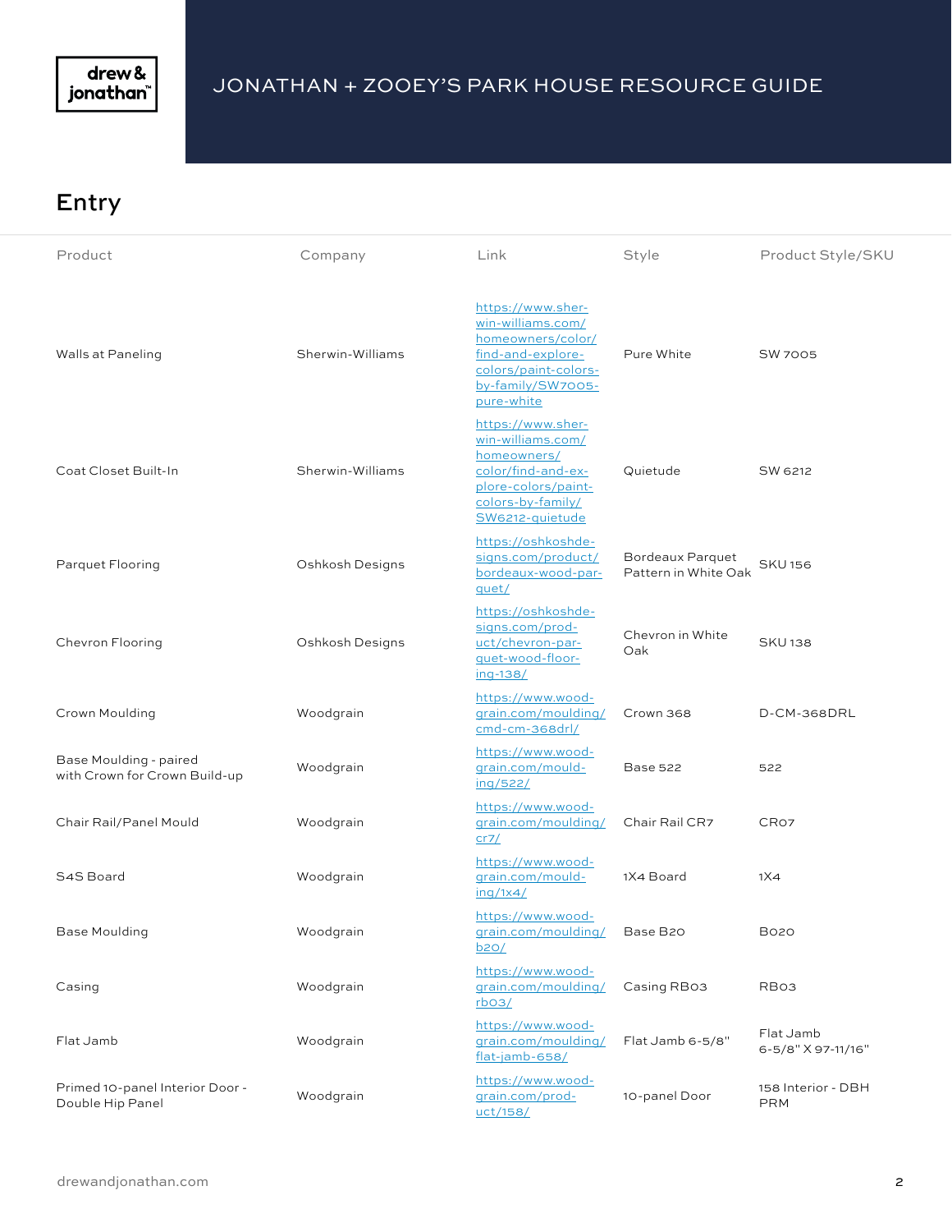# JONATHAN + ZOOEY'S PARK HOUSE RESOURCE GUIDE

## Entry

| Product | Company | Link | Style | Product Style/SKU |
|---|---|---|---|---|
| Walls at Paneling | Sherwin-Williams | https://www.sherwin-williams.com/homeowners/color/find-and-explore-colors/paint-colors-by-family/SW7005-pure-white | Pure White | SW 7005 |
| Coat Closet Built-In | Sherwin-Williams | https://www.sherwin-williams.com/homeowners/color/find-and-explore-colors/paint-colors-by-family/SW6212-quietude | Quietude | SW 6212 |
| Parquet Flooring | Oshkosh Designs | https://oshkoshdesigns.com/product/bordeaux-wood-parquet/ | Bordeaux Parquet Pattern in White Oak | SKU 156 |
| Chevron Flooring | Oshkosh Designs | https://oshkoshdesigns.com/product/chevron-parquet-wood-flooring-138/ | Chevron in White Oak | SKU 138 |
| Crown Moulding | Woodgrain | https://www.woodgrain.com/moulding/cmd-cm-368drl/ | Crown 368 | D-CM-368DRL |
| Base Moulding - paired with Crown for Crown Build-up | Woodgrain | https://www.woodgrain.com/moulding/522/ | Base 522 | 522 |
| Chair Rail/Panel Mould | Woodgrain | https://www.woodgrain.com/moulding/cr7/ | Chair Rail CR7 | CR07 |
| S4S Board | Woodgrain | https://www.woodgrain.com/moulding/1x4/ | 1X4 Board | 1X4 |
| Base Moulding | Woodgrain | https://www.woodgrain.com/moulding/b20/ | Base B20 | B020 |
| Casing | Woodgrain | https://www.woodgrain.com/moulding/rb03/ | Casing RB03 | RB03 |
| Flat Jamb | Woodgrain | https://www.woodgrain.com/moulding/flat-jamb-658/ | Flat Jamb 6-5/8" | Flat Jamb 6-5/8" X 97-11/16" |
| Primed 10-panel Interior Door - Double Hip Panel | Woodgrain | https://www.woodgrain.com/product/158/ | 10-panel Door | 158 Interior - DBH PRM |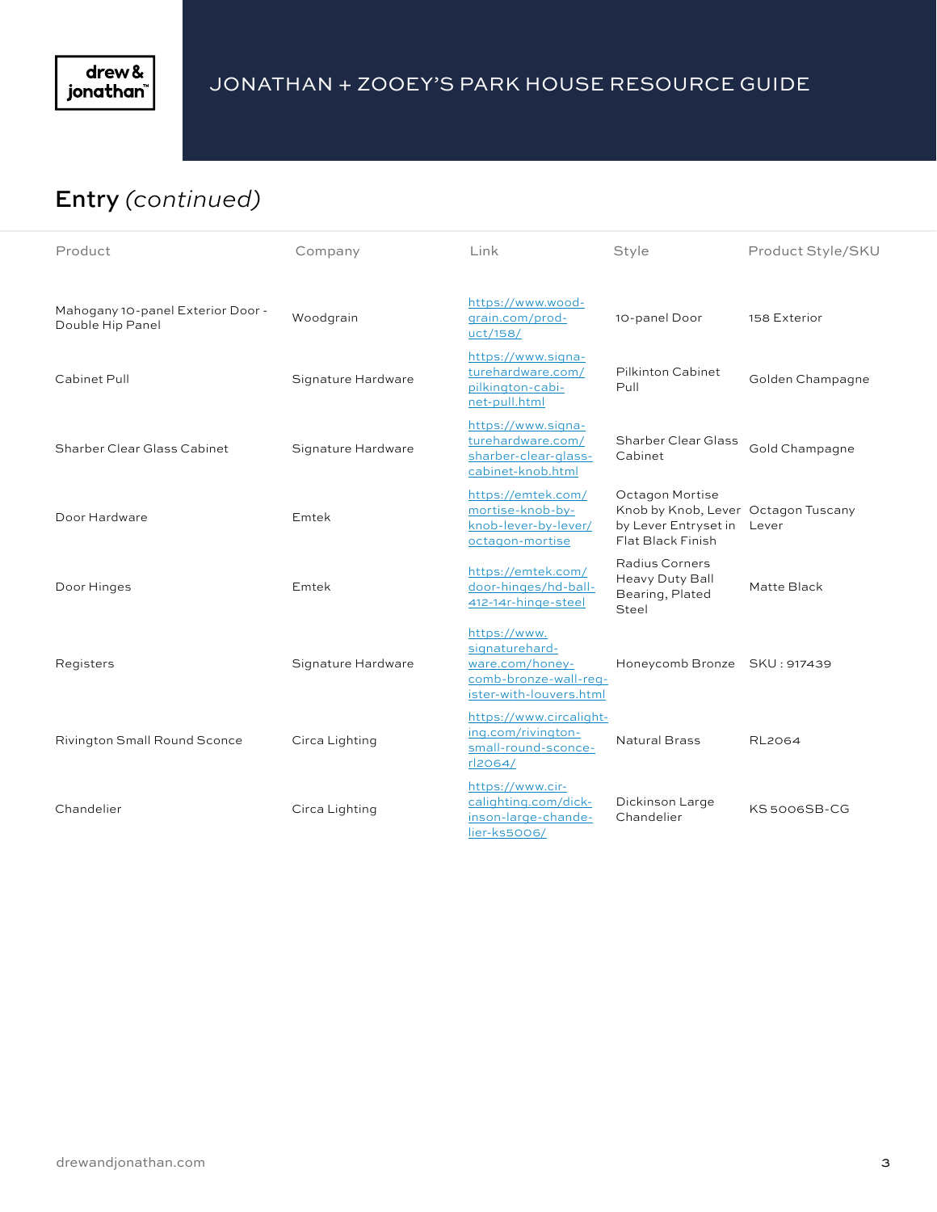# JONATHAN + ZOOEY'S PARK HOUSE RESOURCE GUIDE

## Entry *(continued)*

| Product | Company | Link | Style | Product Style/SKU |
|---|---|---|---|---|
| Mahogany 10-panel Exterior Door - Double Hip Panel | Woodgrain | https://www.woodgrain.com/product/158/ | 10-panel Door | 158 Exterior |
| Cabinet Pull | Signature Hardware | https://www.signaturehardware.com/pilkington-cabinet-pull.html | Pilkinton Cabinet Pull | Golden Champagne |
| Sharber Clear Glass Cabinet | Signature Hardware | https://www.signaturehardware.com/sharber-clear-glass-cabinet-knob.html | Sharber Clear Glass Cabinet | Gold Champagne |
| Door Hardware | Emtek | https://emtek.com/mortise-knob-by-knob-lever-by-lever/octagon-mortise | Octagon Mortise Knob by Knob, Lever by Lever Entryset in Flat Black Finish | Octagon Tuscany Lever |
| Door Hinges | Emtek | https://emtek.com/door-hinges/hd-ball-412-14r-hinge-steel | Radius Corners Heavy Duty Ball Bearing, Plated Steel | Matte Black |
| Registers | Signature Hardware | https://www.signaturehardware.com/honeycomb-bronze-wall-register-with-louvers.html | Honeycomb Bronze | SKU : 917439 |
| Rivington Small Round Sconce | Circa Lighting | https://www.circalighting.com/rivington-small-round-sconce-rl2064/ | Natural Brass | RL2064 |
| Chandelier | Circa Lighting | https://www.circalighting.com/dickinson-large-chandelier-ks5006/ | Dickinson Large Chandelier | KS 5006SB-CG |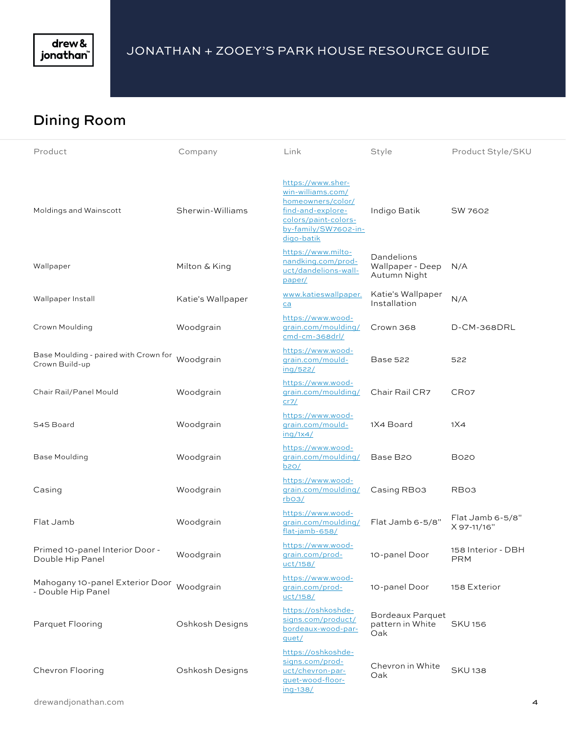# JONATHAN + ZOOEY'S PARK HOUSE RESOURCE GUIDE

## Dining Room

| Product | Company | Link | Style | Product Style/SKU |
|---|---|---|---|---|
| Moldings and Wainscott | Sherwin-Williams | https://www.sherwin-williams.com/homeowners/color/find-and-explore-colors/paint-colors-by-family/SW7602-indigo-batik | Indigo Batik | SW 7602 |
| Wallpaper | Milton & King | https://www.miltonandking.com/product/dandelions-wallpaper/ | Dandelions Wallpaper - Deep Autumn Night | N/A |
| Wallpaper Install | Katie's Wallpaper | www.katieswallpaper.ca | Katie's Wallpaper Installation | N/A |
| Crown Moulding | Woodgrain | https://www.woodgrain.com/moulding/cmd-cm-368drl/ | Crown 368 | D-CM-368DRL |
| Base Moulding - paired with Crown for Crown Build-up | Woodgrain | https://www.woodgrain.com/moulding/522/ | Base 522 | 522 |
| Chair Rail/Panel Mould | Woodgrain | https://www.woodgrain.com/moulding/cr7/ | Chair Rail CR7 | CR07 |
| S4S Board | Woodgrain | https://www.woodgrain.com/moulding/1x4/ | 1X4 Board | 1X4 |
| Base Moulding | Woodgrain | https://www.woodgrain.com/moulding/b20/ | Base B20 | B020 |
| Casing | Woodgrain | https://www.woodgrain.com/moulding/rb03/ | Casing RB03 | RB03 |
| Flat Jamb | Woodgrain | https://www.woodgrain.com/moulding/flat-jamb-658/ | Flat Jamb 6-5/8" | Flat Jamb 6-5/8" X 97-11/16" |
| Primed 10-panel Interior Door - Double Hip Panel | Woodgrain | https://www.woodgrain.com/product/158/ | 10-panel Door | 158 Interior - DBH PRM |
| Mahogany 10-panel Exterior Door - Double Hip Panel | Woodgrain | https://www.woodgrain.com/product/158/ | 10-panel Door | 158 Exterior |
| Parquet Flooring | Oshkosh Designs | https://oshkoshdesigns.com/product/bordeaux-wood-parquet/ | Bordeaux Parquet pattern in White Oak | SKU 156 |
| Chevron Flooring | Oshkosh Designs | https://oshkoshdesigns.com/product/chevron-parquet-wood-flooring-138/ | Chevron in White Oak | SKU 138 |

drewandjonathan.com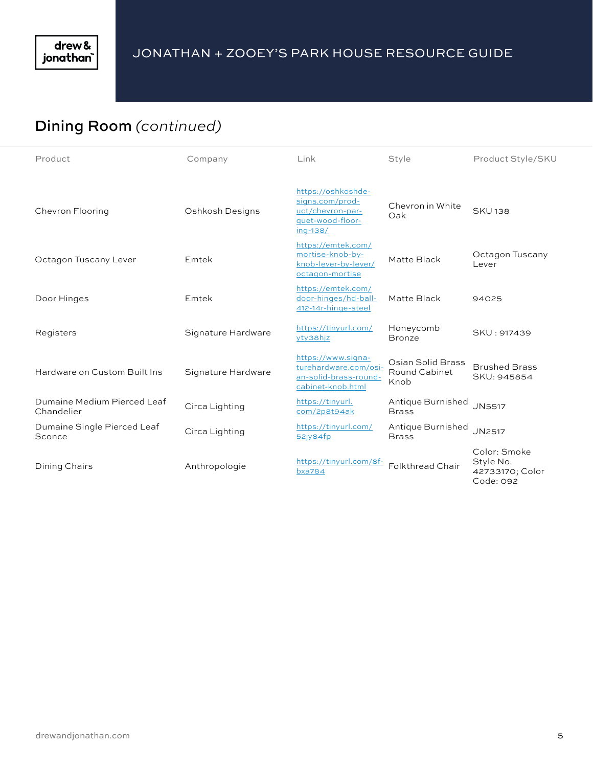## Dining Room *(continued)*

| Product | Company | Link | Style | Product Style/SKU |
|---|---|---|---|---|
| Chevron Flooring | Oshkosh Designs | https://oshkoshdesigns.com/product/chevron-parquet-wood-flooring-138/ | Chevron in White Oak | SKU 138 |
| Octagon Tuscany Lever | Emtek | https://emtek.com/mortise-knob-by-knob-lever-by-lever/octagon-mortise | Matte Black | Octagon Tuscany Lever |
| Door Hinges | Emtek | https://emtek.com/door-hinges/hd-ball-412-14r-hinge-steel | Matte Black | 94025 |
| Registers | Signature Hardware | https://tinyurl.com/yty38hjz | Honeycomb Bronze | SKU : 917439 |
| Hardware on Custom Built Ins | Signature Hardware | https://www.signaturehardware.com/osian-solid-brass-round-cabinet-knob.html | Osian Solid Brass Round Cabinet Knob | Brushed Brass SKU: 945854 |
| Dumaine Medium Pierced Leaf Chandelier | Circa Lighting | https://tinyurl.com/2p8t94ak | Antique Burnished Brass | JN5517 |
| Dumaine Single Pierced Leaf Sconce | Circa Lighting | https://tinyurl.com/52jy84fp | Antique Burnished Brass | JN2517 |
| Dining Chairs | Anthropologie | https://tinyurl.com/8fbxa784 | Folkthread Chair | Color: Smoke Style No. 42733170; Color Code: 092 |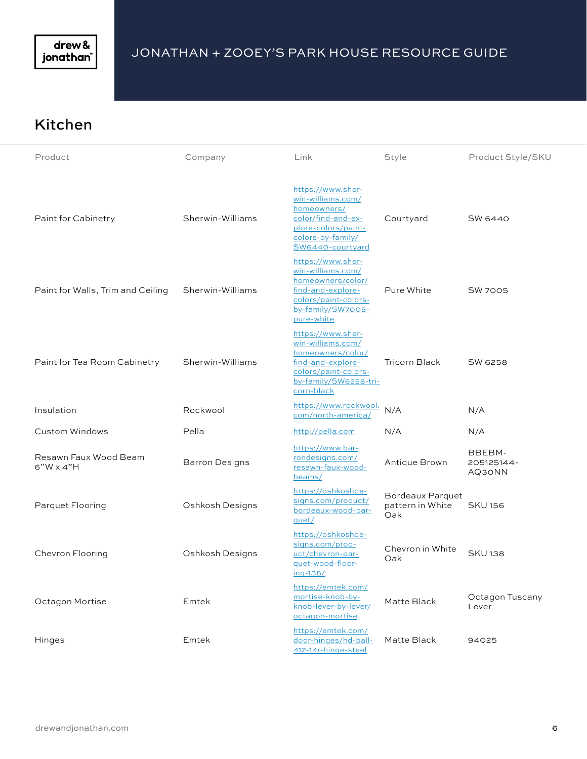# JONATHAN + ZOOEY'S PARK HOUSE RESOURCE GUIDE

## Kitchen

| Product | Company | Link | Style | Product Style/SKU |
|---|---|---|---|---|
| Paint for Cabinetry | Sherwin-Williams | https://www.sherwin-williams.com/homeowners/color/find-and-explore-colors/paint-colors-by-family/SW6440-courtyard | Courtyard | SW 6440 |
| Paint for Walls, Trim and Ceiling | Sherwin-Williams | https://www.sherwin-williams.com/homeowners/color/find-and-explore-colors/paint-colors-by-family/SW7005-pure-white | Pure White | SW 7005 |
| Paint for Tea Room Cabinetry | Sherwin-Williams | https://www.sherwin-williams.com/homeowners/color/find-and-explore-colors/paint-colors-by-family/SW6258-tricorn-black | Tricorn Black | SW 6258 |
| Insulation | Rockwool | https://www.rockwool.com/north-america/ | N/A | N/A |
| Custom Windows | Pella | http://pella.com | N/A | N/A |
| Resawn Faux Wood Beam 6"W x 4"H | Barron Designs | https://www.barrondesigns.com/resawn-faux-wood-beams/ | Antique Brown | BBEBM-205125144-AQ30NN |
| Parquet Flooring | Oshkosh Designs | https://oshkoshdesigns.com/product/bordeaux-wood-parquet/ | Bordeaux Parquet pattern in White Oak | SKU 156 |
| Chevron Flooring | Oshkosh Designs | https://oshkoshdesigns.com/product/chevron-parquet-wood-flooring-138/ | Chevron in White Oak | SKU 138 |
| Octagon Mortise | Emtek | https://emtek.com/mortise-knob-by-knob-lever-by-lever/octagon-mortise | Matte Black | Octagon Tuscany Lever |
| Hinges | Emtek | https://emtek.com/door-hinges/hd-ball-412-14r-hinge-steel | Matte Black | 94025 |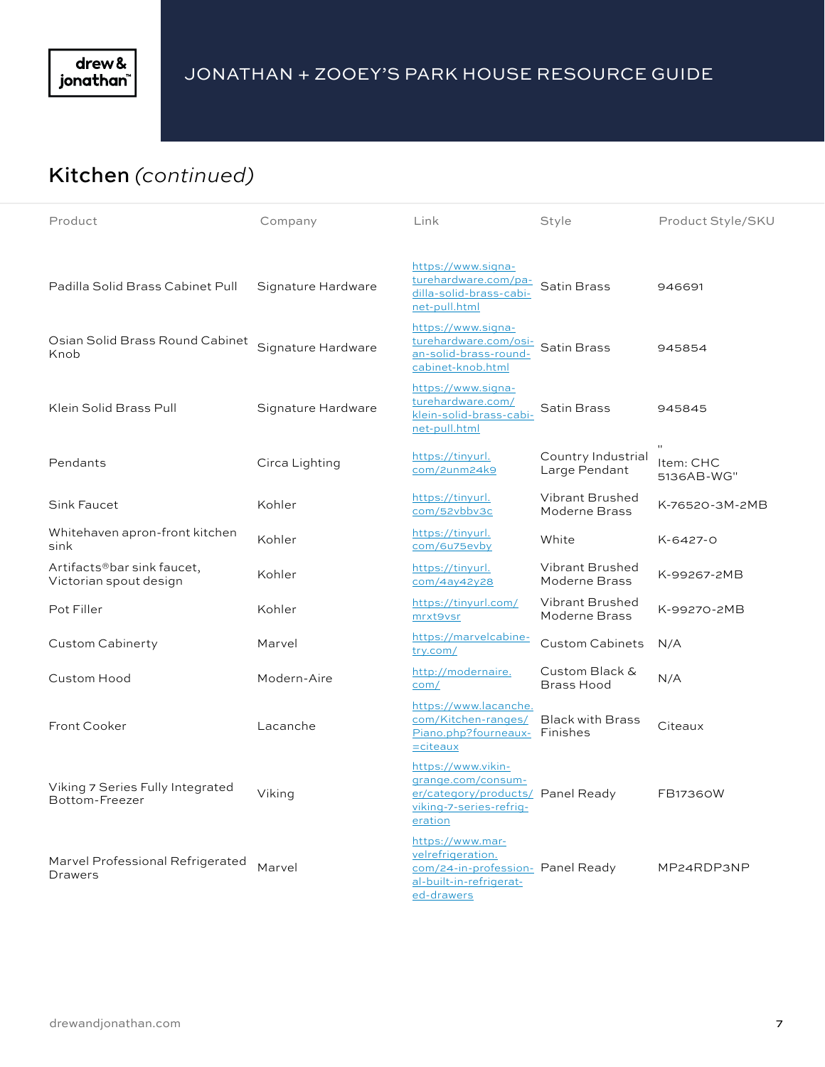# JONATHAN + ZOOEY'S PARK HOUSE RESOURCE GUIDE

## Kitchen *(continued)*

| Product | Company | Link | Style | Product Style/SKU |
|---|---|---|---|---|
| Padilla Solid Brass Cabinet Pull | Signature Hardware | https://www.signaturehardware.com/padilla-solid-brass-cabinet-pull.html | Satin Brass | 946691 |
| Osian Solid Brass Round Cabinet Knob | Signature Hardware | https://www.signaturehardware.com/osian-solid-brass-round-cabinet-knob.html | Satin Brass | 945854 |
| Klein Solid Brass Pull | Signature Hardware | https://www.signaturehardware.com/klein-solid-brass-cabinet-pull.html | Satin Brass | 945845 |
| Pendants | Circa Lighting | https://tinyurl.com/2unm24k9 | Country Industrial Large Pendant | " Item: CHC 5136AB-WG" |
| Sink Faucet | Kohler | https://tinyurl.com/52vbbv3c | Vibrant Brushed Moderne Brass | K-76520-3M-2MB |
| Whitehaven apron-front kitchen sink | Kohler | https://tinyurl.com/6u75evby | White | K-6427-0 |
| Artifacts®bar sink faucet, Victorian spout design | Kohler | https://tinyurl.com/4ay42y28 | Vibrant Brushed Moderne Brass | K-99267-2MB |
| Pot Filler | Kohler | https://tinyurl.com/mrxt9vsr | Vibrant Brushed Moderne Brass | K-99270-2MB |
| Custom Cabinerty | Marvel | https://marvelcabinetry.com/ | Custom Cabinets | N/A |
| Custom Hood | Modern-Aire | http://modernaire.com/ | Custom Black & Brass Hood | N/A |
| Front Cooker | Lacanche | https://www.lacanche.com/Kitchen-ranges/Piano.php?fourneaux=citeaux | Black with Brass Finishes | Citeaux |
| Viking 7 Series Fully Integrated Bottom-Freezer | Viking | https://www.vikingrange.com/consumer/category/products/viking-7-series-refrigeration | Panel Ready | FB17360W |
| Marvel Professional Refrigerated Drawers | Marvel | https://www.marvelrefrigeration.com/24-in-professional-built-in-refrigerated-drawers | Panel Ready | MP24RDP3NP |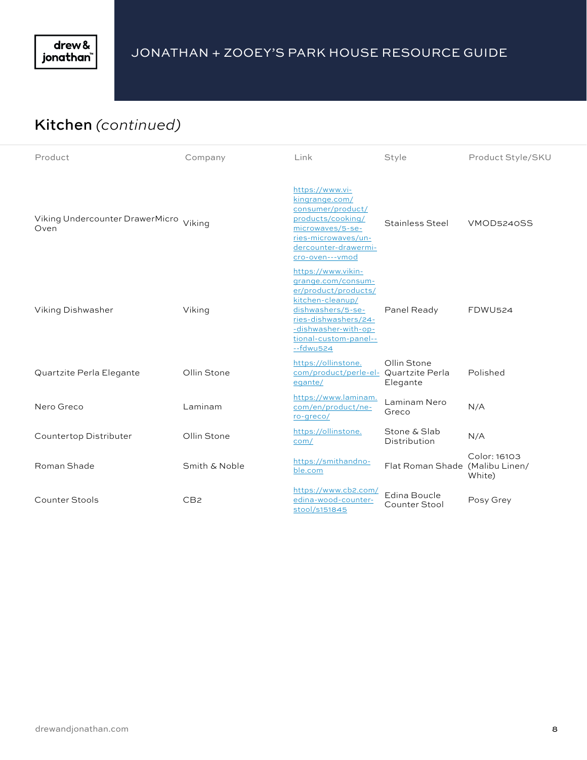## Kitchen *(continued)*

| Product | Company | Link | Style | Product Style/SKU |
|---|---|---|---|---|
| Viking Undercounter DrawerMicro Oven | Viking | https://www.vikingrange.com/consumer/product/products/cooking/microwaves/5-series-microwaves/undercounter-drawermicro-oven---vmod | Stainless Steel | VMOD5240SS |
| Viking Dishwasher | Viking | https://www.vikingrange.com/consumer/product/products/kitchen-cleanup/dishwashers/5-series-dishwashers/24--dishwasher-with-optional-custom-panel----fdwu524 | Panel Ready | FDWU524 |
| Quartzite Perla Elegante | Ollin Stone | https://ollinstone.com/product/perle-elegante/ | Ollin Stone Quartzite Perla Elegante | Polished |
| Nero Greco | Laminam | https://www.laminam.com/en/product/nero-greco/ | Laminam Nero Greco | N/A |
| Countertop Distributer | Ollin Stone | https://ollinstone.com/ | Stone & Slab Distribution | N/A |
| Roman Shade | Smith & Noble | https://smithandnoble.com | Flat Roman Shade | Color: 16103 (Malibu Linen/ White) |
| Counter Stools | CB2 | https://www.cb2.com/edina-wood-counter-stool/s151845 | Edina Boucle Counter Stool | Posy Grey |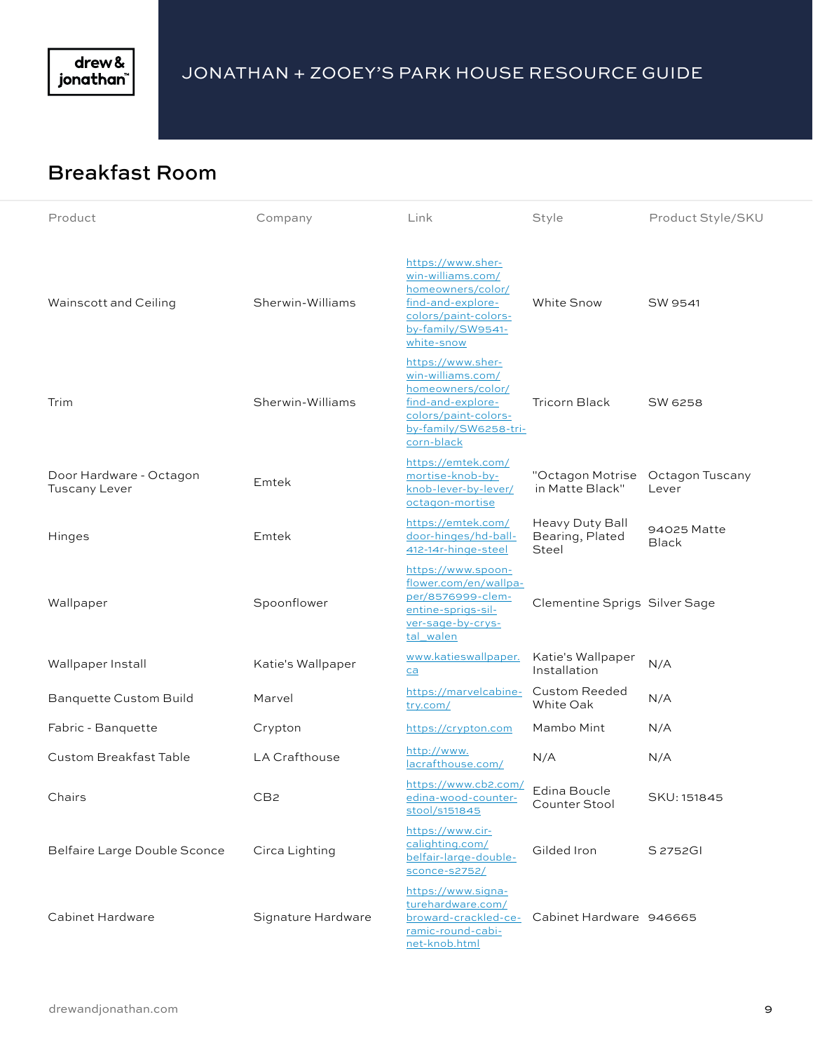JONATHAN + ZOOEY'S PARK HOUSE RESOURCE GUIDE

## Breakfast Room

| Product | Company | Link | Style | Product Style/SKU |
|---|---|---|---|---|
| Wainscott and Ceiling | Sherwin-Williams | https://www.sherwin-williams.com/homeowners/color/find-and-explore-colors/paint-colors-by-family/SW9541-white-snow | White Snow | SW 9541 |
| Trim | Sherwin-Williams | https://www.sherwin-williams.com/homeowners/color/find-and-explore-colors/paint-colors-by-family/SW6258-tricorn-black | Tricorn Black | SW 6258 |
| Door Hardware - Octagon Tuscany Lever | Emtek | https://emtek.com/mortise-knob-by-knob-lever-by-lever/octagon-mortise | "Octagon Motrise in Matte Black" | Octagon Tuscany Lever |
| Hinges | Emtek | https://emtek.com/door-hinges/hd-ball-412-14r-hinge-steel | Heavy Duty Ball Bearing, Plated Steel | 94025 Matte Black |
| Wallpaper | Spoonflower | https://www.spoonflower.com/en/wallpaper/8576999-clementine-sprigs-silver-sage-by-crystal_walen | Clementine Sprigs | Silver Sage |
| Wallpaper Install | Katie's Wallpaper | www.katieswallpaper.ca | Katie's Wallpaper Installation | N/A |
| Banquette Custom Build | Marvel | https://marvelcabinetry.com/ | Custom Reeded White Oak | N/A |
| Fabric - Banquette | Crypton | https://crypton.com | Mambo Mint | N/A |
| Custom Breakfast Table | LA Crafthouse | http://www.lacrafthouse.com/ | N/A | N/A |
| Chairs | CB2 | https://www.cb2.com/edina-wood-counter-stool/s151845 | Edina Boucle Counter Stool | SKU: 151845 |
| Belfaire Large Double Sconce | Circa Lighting | https://www.circalighting.com/belfair-large-double-sconce-s2752/ | Gilded Iron | S 2752GI |
| Cabinet Hardware | Signature Hardware | https://www.signaturehardware.com/broward-crackled-ceramic-round-cabinet-knob.html | Cabinet Hardware | 946665 |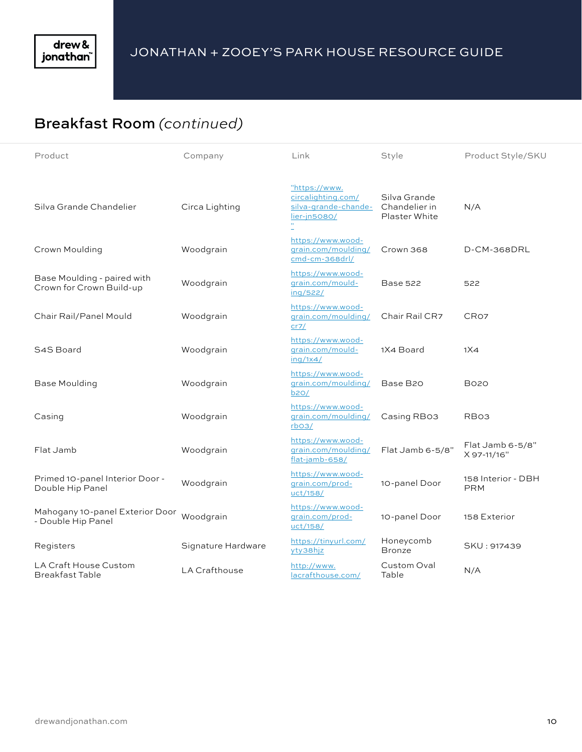## Breakfast Room *(continued)*

| Product | Company | Link | Style | Product Style/SKU |
|---|---|---|---|---|
| Silva Grande Chandelier | Circa Lighting | "https://www.circalighting.com/silva-grande-chandelier-jn5080/" | Silva Grande Chandelier in Plaster White | N/A |
| Crown Moulding | Woodgrain | https://www.woodgrain.com/moulding/cmd-cm-368drl/ | Crown 368 | D-CM-368DRL |
| Base Moulding - paired with Crown for Crown Build-up | Woodgrain | https://www.woodgrain.com/moulding/522/ | Base 522 | 522 |
| Chair Rail/Panel Mould | Woodgrain | https://www.woodgrain.com/moulding/cr7/ | Chair Rail CR7 | CR07 |
| S4S Board | Woodgrain | https://www.woodgrain.com/moulding/1x4/ | 1X4 Board | 1X4 |
| Base Moulding | Woodgrain | https://www.woodgrain.com/moulding/b20/ | Base B20 | B020 |
| Casing | Woodgrain | https://www.woodgrain.com/moulding/rb03/ | Casing RB03 | RB03 |
| Flat Jamb | Woodgrain | https://www.woodgrain.com/moulding/flat-jamb-658/ | Flat Jamb 6-5/8" | Flat Jamb 6-5/8" X 97-11/16" |
| Primed 10-panel Interior Door - Double Hip Panel | Woodgrain | https://www.woodgrain.com/product/158/ | 10-panel Door | 158 Interior - DBH PRM |
| Mahogany 10-panel Exterior Door - Double Hip Panel | Woodgrain | https://www.woodgrain.com/product/158/ | 10-panel Door | 158 Exterior |
| Registers | Signature Hardware | https://tinyurl.com/yty38hjz | Honeycomb Bronze | SKU : 917439 |
| LA Craft House Custom Breakfast Table | LA Crafthouse | http://www.lacrafthouse.com/ | Custom Oval Table | N/A |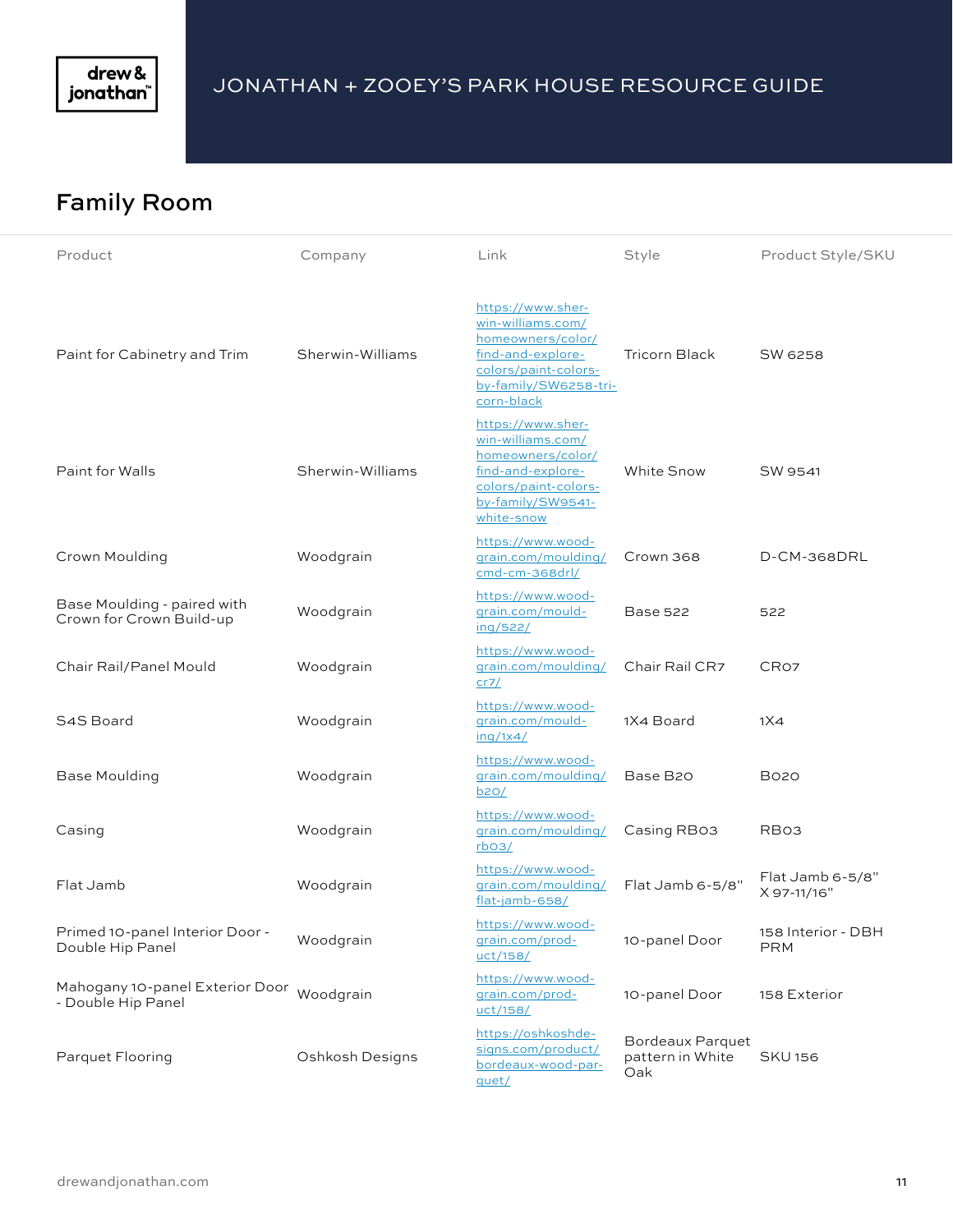# JONATHAN + ZOOEY'S PARK HOUSE RESOURCE GUIDE

## Family Room

| Product | Company | Link | Style | Product Style/SKU |
|---|---|---|---|---|
| Paint for Cabinetry and Trim | Sherwin-Williams | https://www.sherwin-williams.com/homeowners/color/find-and-explore-colors/paint-colors-by-family/SW6258-tricorn-black | Tricorn Black | SW 6258 |
| Paint for Walls | Sherwin-Williams | https://www.sherwin-williams.com/homeowners/color/find-and-explore-colors/paint-colors-by-family/SW9541-white-snow | White Snow | SW 9541 |
| Crown Moulding | Woodgrain | https://www.woodgrain.com/moulding/cmd-cm-368drl/ | Crown 368 | D-CM-368DRL |
| Base Moulding - paired with Crown for Crown Build-up | Woodgrain | https://www.woodgrain.com/moulding/522/ | Base 522 | 522 |
| Chair Rail/Panel Mould | Woodgrain | https://www.woodgrain.com/moulding/cr7/ | Chair Rail CR7 | CR07 |
| S4S Board | Woodgrain | https://www.woodgrain.com/moulding/1x4/ | 1X4 Board | 1X4 |
| Base Moulding | Woodgrain | https://www.woodgrain.com/moulding/b20/ | Base B20 | B020 |
| Casing | Woodgrain | https://www.woodgrain.com/moulding/rb03/ | Casing RB03 | RB03 |
| Flat Jamb | Woodgrain | https://www.woodgrain.com/moulding/flat-jamb-658/ | Flat Jamb 6-5/8" | Flat Jamb 6-5/8" X 97-11/16" |
| Primed 10-panel Interior Door - Double Hip Panel | Woodgrain | https://www.woodgrain.com/product/158/ | 10-panel Door | 158 Interior - DBH PRM |
| Mahogany 10-panel Exterior Door - Double Hip Panel | Woodgrain | https://www.woodgrain.com/product/158/ | 10-panel Door | 158 Exterior |
| Parquet Flooring | Oshkosh Designs | https://oshkoshdesigns.com/product/bordeaux-wood-parquet/ | Bordeaux Parquet pattern in White Oak | SKU 156 |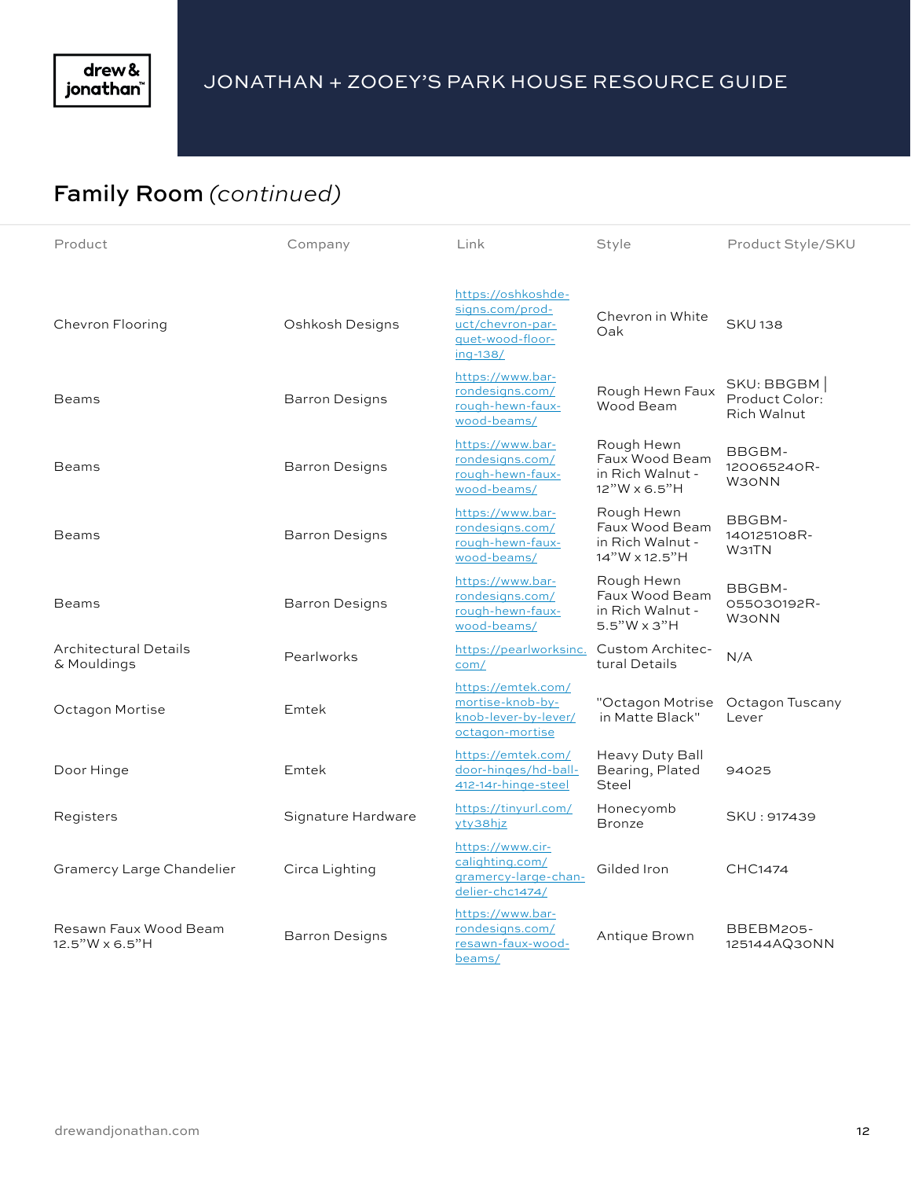## Family Room *(continued)*

| Product | Company | Link | Style | Product Style/SKU |
|---|---|---|---|---|
| Chevron Flooring | Oshkosh Designs | https://oshkoshdesigns.com/product/chevron-parquet-wood-flooring-138/ | Chevron in White Oak | SKU 138 |
| Beams | Barron Designs | https://www.barrondesigns.com/rough-hewn-faux-wood-beams/ | Rough Hewn Faux Wood Beam | SKU: BBGBM \| Product Color: Rich Walnut |
| Beams | Barron Designs | https://www.barrondesigns.com/rough-hewn-faux-wood-beams/ | Rough Hewn Faux Wood Beam in Rich Walnut - 12"W x 6.5"H | BBGBM-120065240R-W30NN |
| Beams | Barron Designs | https://www.barrondesigns.com/rough-hewn-faux-wood-beams/ | Rough Hewn Faux Wood Beam in Rich Walnut - 14"W x 12.5"H | BBGBM-140125108R-W31TN |
| Beams | Barron Designs | https://www.barrondesigns.com/rough-hewn-faux-wood-beams/ | Rough Hewn Faux Wood Beam in Rich Walnut - 5.5"W x 3"H | BBGBM-055030192R-W30NN |
| Architectural Details & Mouldings | Pearlworks | https://pearlworksinc.com/ | Custom Architectural Details | N/A |
| Octagon Mortise | Emtek | https://emtek.com/mortise-knob-by-knob-lever-by-lever/octagon-mortise | "Octagon Motrise in Matte Black" | Octagon Tuscany Lever |
| Door Hinge | Emtek | https://emtek.com/door-hinges/hd-ball-412-14r-hinge-steel | Heavy Duty Ball Bearing, Plated Steel | 94025 |
| Registers | Signature Hardware | https://tinyurl.com/yty38hjz | Honecyomb Bronze | SKU : 917439 |
| Gramercy Large Chandelier | Circa Lighting | https://www.circalighting.com/gramercy-large-chandelier-chc1474/ | Gilded Iron | CHC1474 |
| Resawn Faux Wood Beam 12.5"W x 6.5"H | Barron Designs | https://www.barrondesigns.com/resawn-faux-wood-beams/ | Antique Brown | BBEBM205-125144AQ30NN |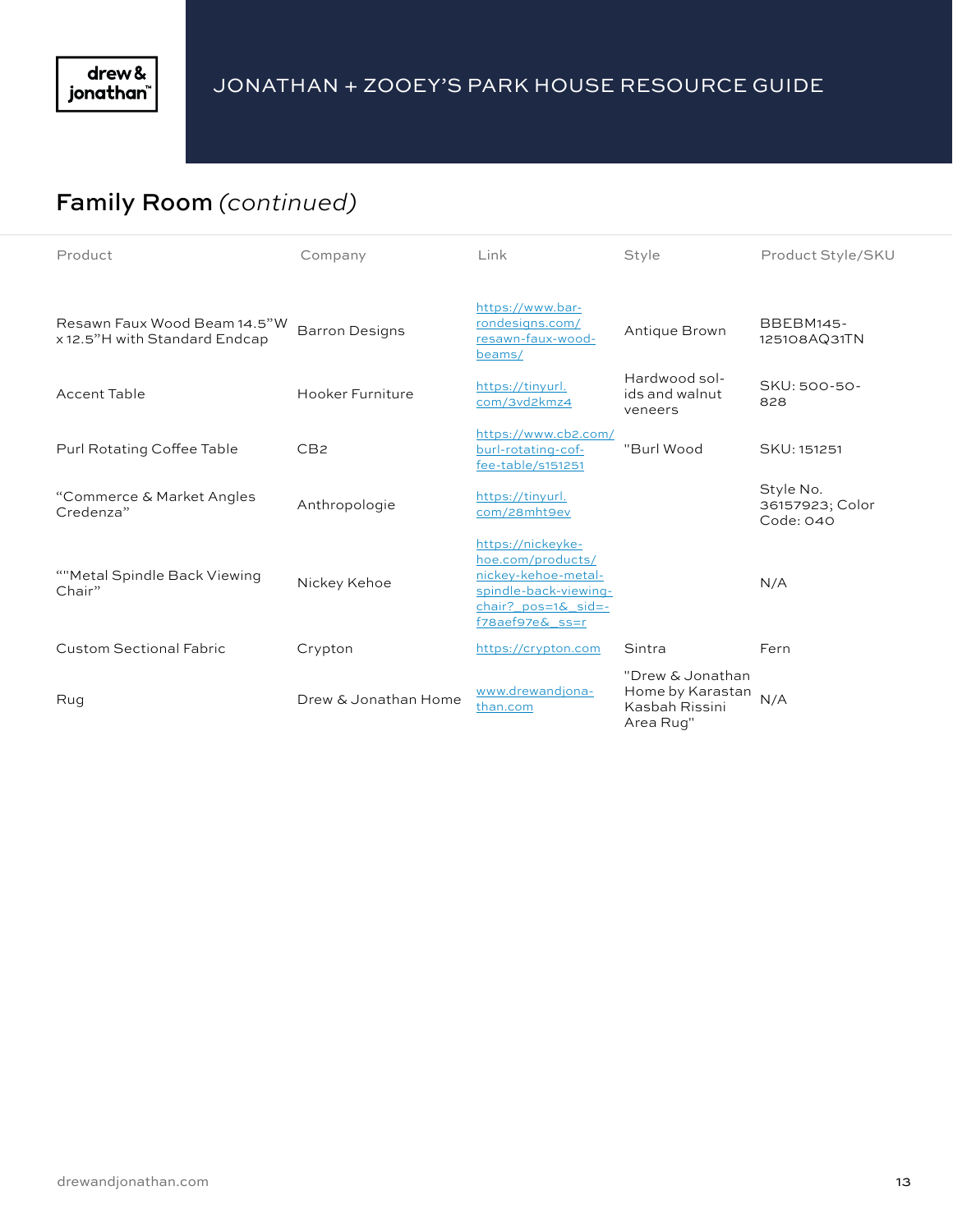## Family Room *(continued)*

| Product | Company | Link | Style | Product Style/SKU |
|---|---|---|---|---|
| Resawn Faux Wood Beam 14.5"W x 12.5"H with Standard Endcap | Barron Designs | https://www.barrondesigns.com/resawn-faux-wood-beams/ | Antique Brown | BBEBM145-125108AQ31TN |
| Accent Table | Hooker Furniture | https://tinyurl.com/3vd2kmz4 | Hardwood solids and walnut veneers | SKU: 500-50-828 |
| Purl Rotating Coffee Table | CB2 | https://www.cb2.com/burl-rotating-coffee-table/s151251 | "Burl Wood | SKU: 151251 |
| "Commerce & Market Angles Credenza" | Anthropologie | https://tinyurl.com/28mht9ev | | Style No. 36157923; Color Code: 040 |
| ""Metal Spindle Back Viewing Chair" | Nickey Kehoe | https://nickeykehoe.com/products/nickey-kehoe-metal-spindle-back-viewing-chair?_pos=1&_sid=f78aef97e&_ss=r | | N/A |
| Custom Sectional Fabric | Crypton | https://crypton.com | Sintra | Fern |
| Rug | Drew & Jonathan Home | www.drewandjonathan.com | "Drew & Jonathan Home by Karastan Kasbah Rissini Area Rug" | N/A |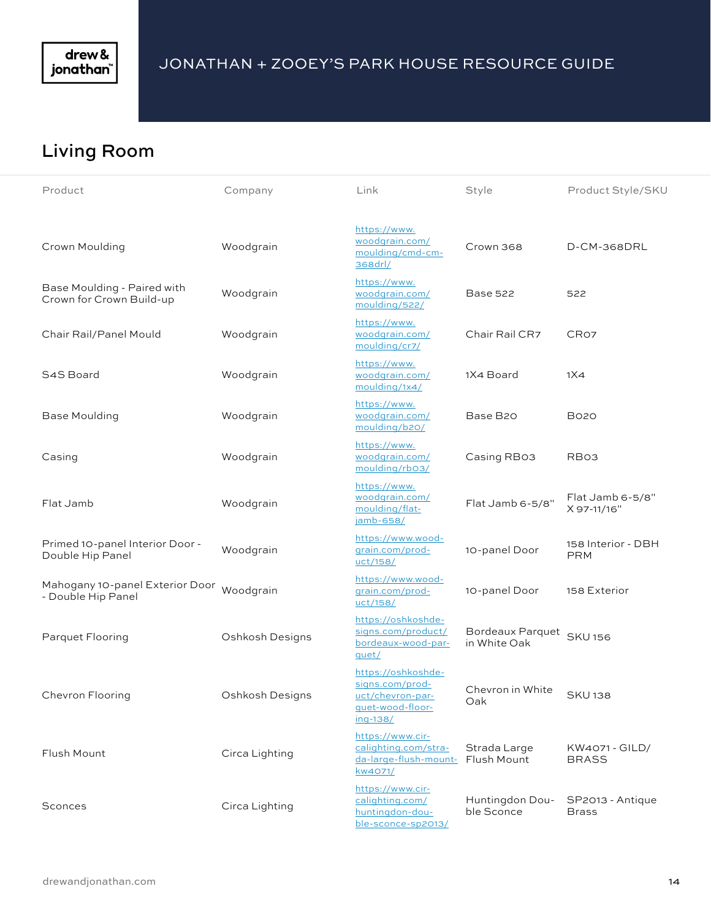JONATHAN + ZOOEY'S PARK HOUSE RESOURCE GUIDE

## Living Room

| Product | Company | Link | Style | Product Style/SKU |
|---|---|---|---|---|
| Crown Moulding | Woodgrain | https://www.woodgrain.com/moulding/cmd-cm-368drl/ | Crown 368 | D-CM-368DRL |
| Base Moulding - Paired with Crown for Crown Build-up | Woodgrain | https://www.woodgrain.com/moulding/522/ | Base 522 | 522 |
| Chair Rail/Panel Mould | Woodgrain | https://www.woodgrain.com/moulding/cr7/ | Chair Rail CR7 | CR07 |
| S4S Board | Woodgrain | https://www.woodgrain.com/moulding/1x4/ | 1X4 Board | 1X4 |
| Base Moulding | Woodgrain | https://www.woodgrain.com/moulding/b20/ | Base B20 | B020 |
| Casing | Woodgrain | https://www.woodgrain.com/moulding/rb03/ | Casing RB03 | RB03 |
| Flat Jamb | Woodgrain | https://www.woodgrain.com/moulding/flat-jamb-658/ | Flat Jamb 6-5/8" | Flat Jamb 6-5/8" X 97-11/16" |
| Primed 10-panel Interior Door - Double Hip Panel | Woodgrain | https://www.woodgrain.com/product/158/ | 10-panel Door | 158 Interior - DBH PRM |
| Mahogany 10-panel Exterior Door - Double Hip Panel | Woodgrain | https://www.woodgrain.com/product/158/ | 10-panel Door | 158 Exterior |
| Parquet Flooring | Oshkosh Designs | https://oshkoshdesigns.com/product/bordeaux-wood-parquet/ | Bordeaux Parquet in White Oak | SKU 156 |
| Chevron Flooring | Oshkosh Designs | https://oshkoshdesigns.com/product/chevron-parquet-wood-flooring-138/ | Chevron in White Oak | SKU 138 |
| Flush Mount | Circa Lighting | https://www.circalighting.com/strada-large-flush-mount-kw4071/ | Strada Large Flush Mount | KW4071 - GILD/BRASS |
| Sconces | Circa Lighting | https://www.circalighting.com/huntingdon-double-sconce-sp2013/ | Huntingdon Double Sconce | SP2013 - Antique Brass |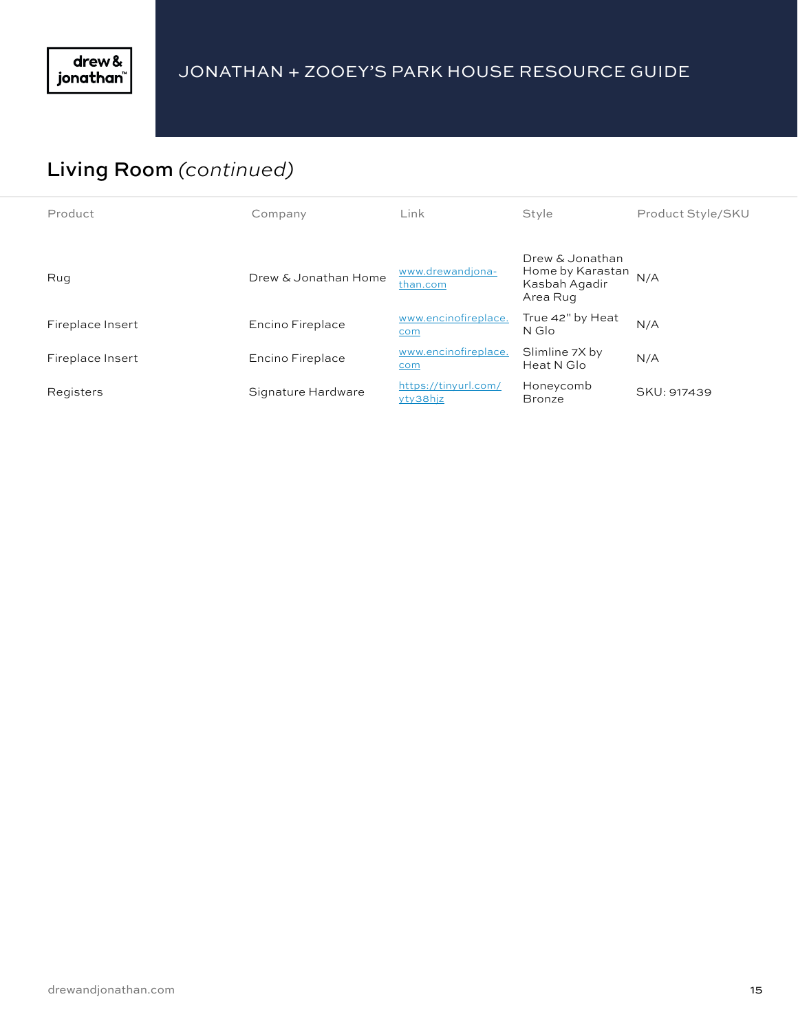## Living Room *(continued)*

| Product | Company | Link | Style | Product Style/SKU |
|---|---|---|---|---|
| Rug | Drew & Jonathan Home | www.drewandjonathan.com | Drew & Jonathan Home by Karastan Kasbah Agadir Area Rug | N/A |
| Fireplace Insert | Encino Fireplace | www.encinofireplace.com | True 42" by Heat N Glo | N/A |
| Fireplace Insert | Encino Fireplace | www.encinofireplace.com | Slimline 7X by Heat N Glo | N/A |
| Registers | Signature Hardware | https://tinyurl.com/yty38hjz | Honeycomb Bronze | SKU: 917439 |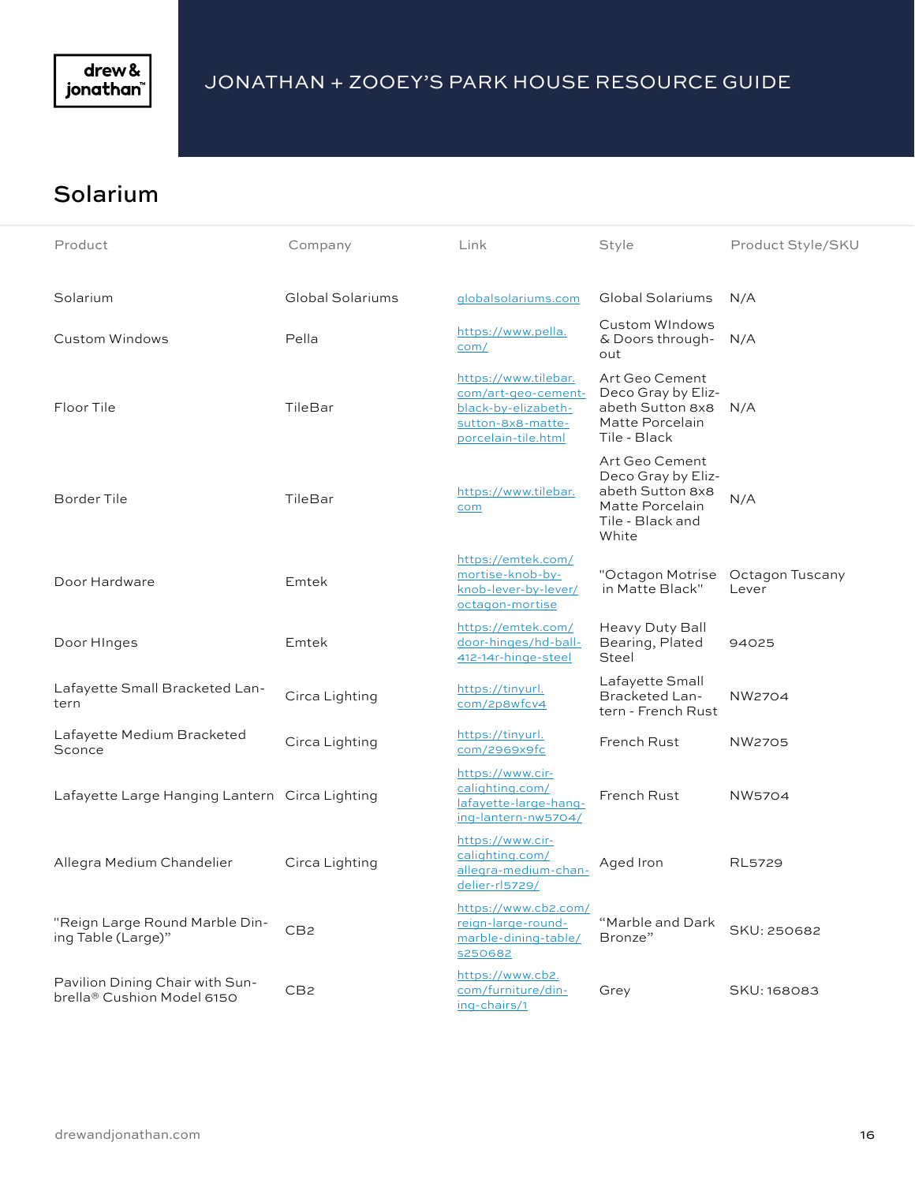# JONATHAN + ZOOEY'S PARK HOUSE RESOURCE GUIDE

## Solarium

| Product | Company | Link | Style | Product Style/SKU |
|---|---|---|---|---|
| Solarium | Global Solariums | globalsolariums.com | Global Solariums | N/A |
| Custom Windows | Pella | https://www.pella.com/ | Custom WIndows & Doors throughout | N/A |
| Floor Tile | TileBar | https://www.tilebar.com/art-geo-cement-black-by-elizabeth-sutton-8x8-matte-porcelain-tile.html | Art Geo Cement Deco Gray by Elizabeth Sutton 8x8 Matte Porcelain Tile - Black | N/A |
| Border Tile | TileBar | https://www.tilebar.com | Art Geo Cement Deco Gray by Elizabeth Sutton 8x8 Matte Porcelain Tile - Black and White | N/A |
| Door Hardware | Emtek | https://emtek.com/mortise-knob-by-knob-lever-by-lever/octagon-mortise | "Octagon Motrise in Matte Black" | Octagon Tuscany Lever |
| Door HInges | Emtek | https://emtek.com/door-hinges/hd-ball-412-14r-hinge-steel | Heavy Duty Ball Bearing, Plated Steel | 94025 |
| Lafayette Small Bracketed Lantern | Circa Lighting | https://tinyurl.com/2p8wfcv4 | Lafayette Small Bracketed Lantern - French Rust | NW2704 |
| Lafayette Medium Bracketed Sconce | Circa Lighting | https://tinyurl.com/2969x9fc | French Rust | NW2705 |
| Lafayette Large Hanging Lantern | Circa Lighting | https://www.circalighting.com/lafayette-large-hanging-lantern-nw5704/ | French Rust | NW5704 |
| Allegra Medium Chandelier | Circa Lighting | https://www.circalighting.com/allegra-medium-chandelier-rl5729/ | Aged Iron | RL5729 |
| "Reign Large Round Marble Dining Table (Large)" | CB2 | https://www.cb2.com/reign-large-round-marble-dining-table/s250682 | "Marble and Dark Bronze" | SKU: 250682 |
| Pavilion Dining Chair with Sunbrella® Cushion Model 6150 | CB2 | https://www.cb2.com/furniture/dining-chairs/1 | Grey | SKU: 168083 |

drewandjonathan.com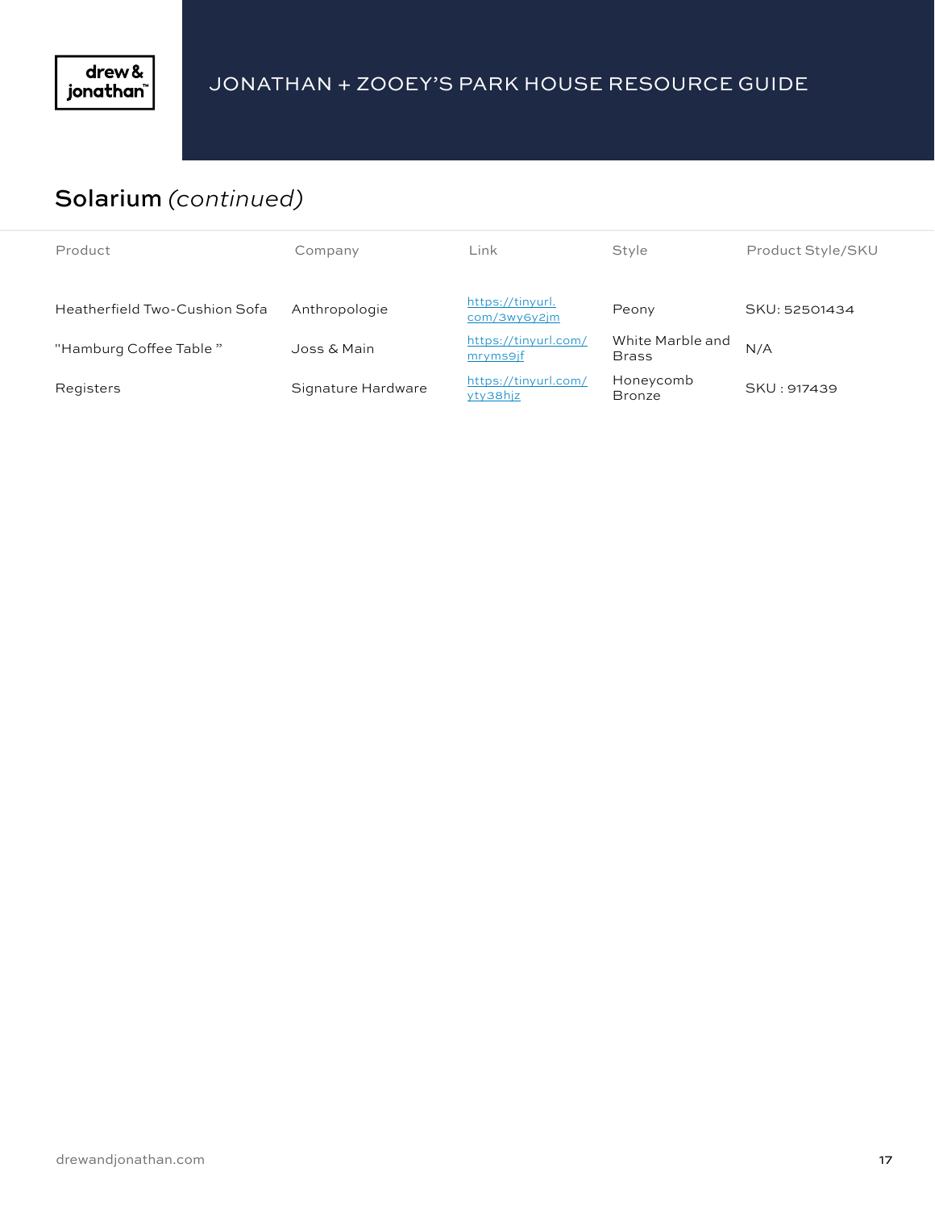## Solarium *(continued)*

| Product | Company | Link | Style | Product Style/SKU |
|---|---|---|---|---|
| Heatherfield Two-Cushion Sofa | Anthropologie | https://tinyurl.com/3wy6y2jm | Peony | SKU: 52501434 |
| "Hamburg Coffee Table " | Joss & Main | https://tinyurl.com/mryms9jf | White Marble and Brass | N/A |
| Registers | Signature Hardware | https://tinyurl.com/yty38hjz | Honeycomb Bronze | SKU : 917439 |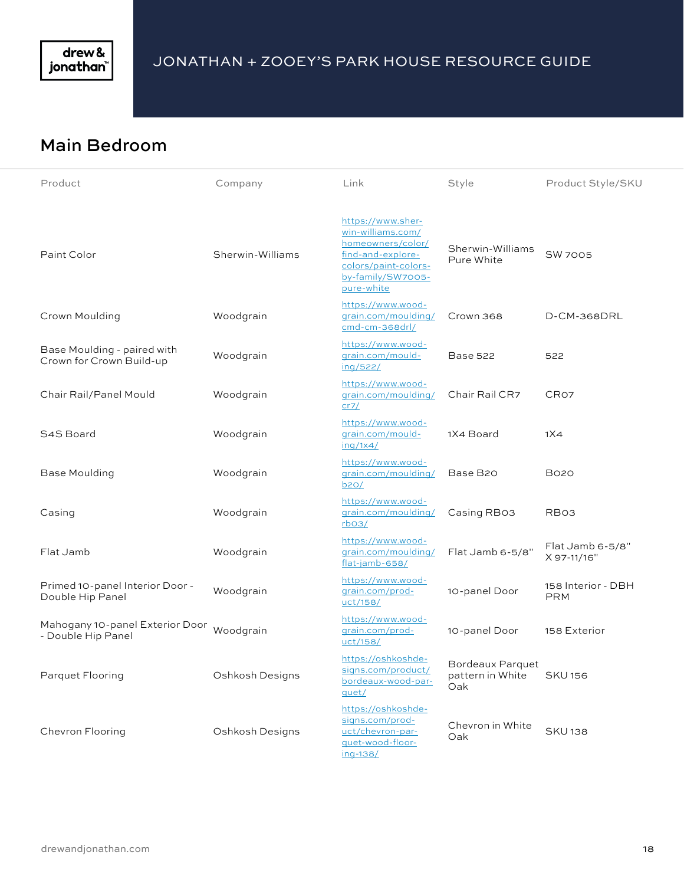# JONATHAN + ZOOEY'S PARK HOUSE RESOURCE GUIDE

## Main Bedroom

| Product | Company | Link | Style | Product Style/SKU |
|---|---|---|---|---|
| Paint Color | Sherwin-Williams | https://www.sherwin-williams.com/homeowners/color/find-and-explore-colors/paint-colors-by-family/SW7005-pure-white | Sherwin-Williams Pure White | SW 7005 |
| Crown Moulding | Woodgrain | https://www.woodgrain.com/moulding/cmd-cm-368drl/ | Crown 368 | D-CM-368DRL |
| Base Moulding - paired with Crown for Crown Build-up | Woodgrain | https://www.woodgrain.com/moulding/522/ | Base 522 | 522 |
| Chair Rail/Panel Mould | Woodgrain | https://www.woodgrain.com/moulding/cr7/ | Chair Rail CR7 | CR07 |
| S4S Board | Woodgrain | https://www.woodgrain.com/moulding/1x4/ | 1X4 Board | 1X4 |
| Base Moulding | Woodgrain | https://www.woodgrain.com/moulding/b20/ | Base B20 | B020 |
| Casing | Woodgrain | https://www.woodgrain.com/moulding/rb03/ | Casing RB03 | RB03 |
| Flat Jamb | Woodgrain | https://www.woodgrain.com/moulding/flat-jamb-658/ | Flat Jamb 6-5/8" | Flat Jamb 6-5/8" X 97-11/16" |
| Primed 10-panel Interior Door - Double Hip Panel | Woodgrain | https://www.woodgrain.com/product/158/ | 10-panel Door | 158 Interior - DBH PRM |
| Mahogany 10-panel Exterior Door - Double Hip Panel | Woodgrain | https://www.woodgrain.com/product/158/ | 10-panel Door | 158 Exterior |
| Parquet Flooring | Oshkosh Designs | https://oshkoshdesigns.com/product/bordeaux-wood-parquet/ | Bordeaux Parquet pattern in White Oak | SKU 156 |
| Chevron Flooring | Oshkosh Designs | https://oshkoshdesigns.com/product/chevron-parquet-wood-flooring-138/ | Chevron in White Oak | SKU 138 |

drewandjonathan.com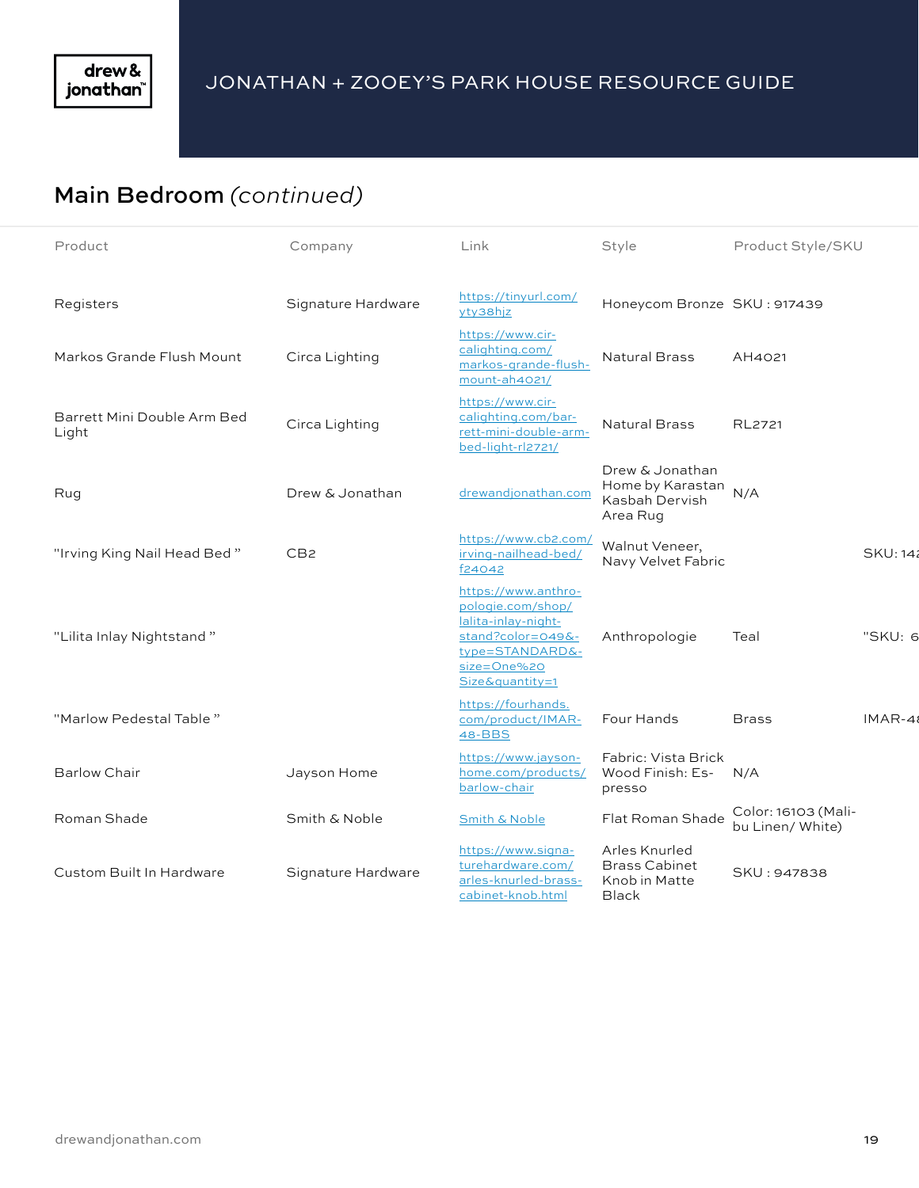## Main Bedroom *(continued)*

| Product | Company | Link | Style | Product Style/SKU | |
|---|---|---|---|---|---|
| Registers | Signature Hardware | https://tinyurl.com/yty38hjz | Honeycom Bronze | SKU : 917439 | |
| Markos Grande Flush Mount | Circa Lighting | https://www.circalighting.com/markos-grande-flush-mount-ah4021/ | Natural Brass | AH4021 | |
| Barrett Mini Double Arm Bed Light | Circa Lighting | https://www.circalighting.com/barrett-mini-double-arm-bed-light-rl2721/ | Natural Brass | RL2721 | |
| Rug | Drew & Jonathan | drewandjonathan.com | Drew & Jonathan Home by Karastan Kasbah Dervish Area Rug | N/A | |
| "Irving King Nail Head Bed " | CB2 | https://www.cb2.com/irving-nailhead-bed/f24042 | Walnut Veneer, Navy Velvet Fabric | | SKU: 14 |
| "Lilita Inlay Nightstand " | | https://www.anthropologie.com/shop/lalita-inlay-nightstand?color=049&type=STANDARD&size=One%20Size&quantity=1 | Anthropologie | Teal | "SKU: 6 |
| "Marlow Pedestal Table " | | https://fourhands.com/product/IMAR-48-BBS | Four Hands | Brass | IMAR-4 |
| Barlow Chair | Jayson Home | https://www.jayson-home.com/products/barlow-chair | Fabric: Vista Brick Wood Finish: Espresso | N/A | |
| Roman Shade | Smith & Noble | Smith & Noble | Flat Roman Shade | Color: 16103 (Malibu Linen/ White) | |
| Custom Built In Hardware | Signature Hardware | https://www.signaturehardware.com/arles-knurled-brass-cabinet-knob.html | Arles Knurled Brass Cabinet Knob in Matte Black | SKU : 947838 | |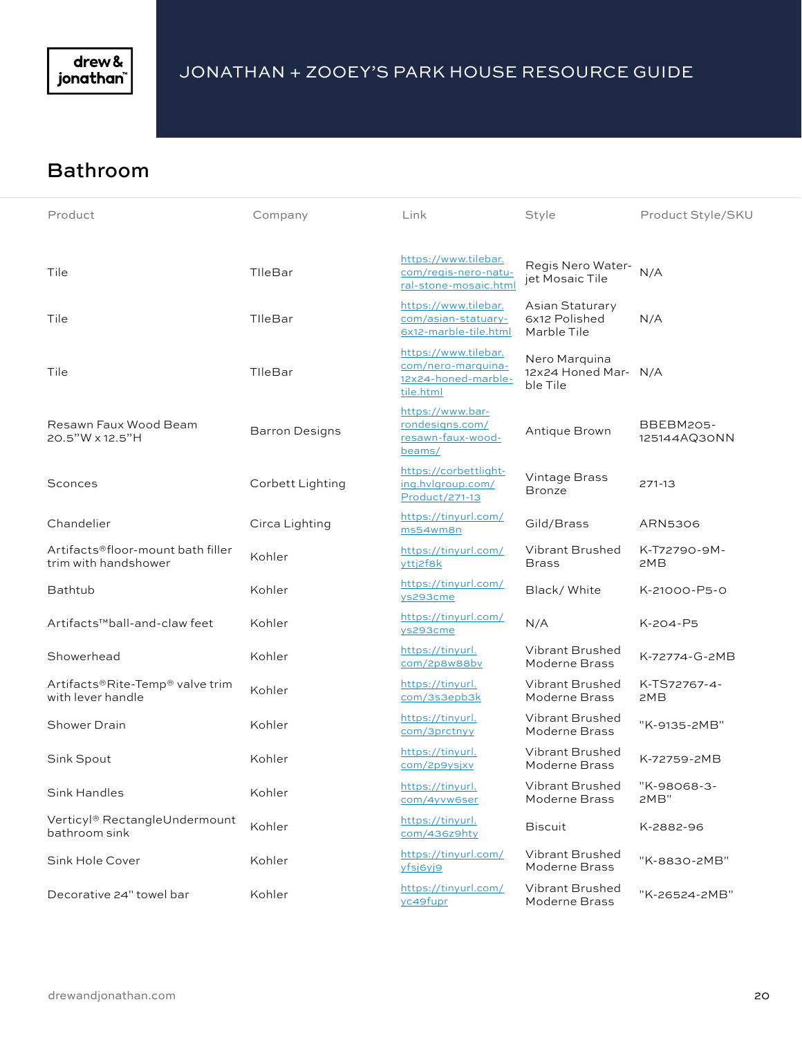# JONATHAN + ZOOEY'S PARK HOUSE RESOURCE GUIDE

## Bathroom

| Product | Company | Link | Style | Product Style/SKU |
|---|---|---|---|---|
| Tile | TIleBar | https://www.tilebar.com/regis-nero-natural-stone-mosaic.html | Regis Nero Water-jet Mosaic Tile | N/A |
| Tile | TIleBar | https://www.tilebar.com/asian-statuary-6x12-marble-tile.html | Asian Staturary 6x12 Polished Marble Tile | N/A |
| Tile | TIleBar | https://www.tilebar.com/nero-marquina-12x24-honed-marble-tile.html | Nero Marquina 12x24 Honed Marble Tile | N/A |
| Resawn Faux Wood Beam 20.5"W x 12.5"H | Barron Designs | https://www.barrondesigns.com/resawn-faux-wood-beams/ | Antique Brown | BBEBM205-125144AQ30NN |
| Sconces | Corbett Lighting | https://corbettlighting.hvlgroup.com/Product/271-13 | Vintage Brass Bronze | 271-13 |
| Chandelier | Circa Lighting | https://tinyurl.com/ms54wm8n | Gild/Brass | ARN5306 |
| Artifacts®floor-mount bath filler trim with handshower | Kohler | https://tinyurl.com/yttj2f8k | Vibrant Brushed Brass | K-T72790-9M-2MB |
| Bathtub | Kohler | https://tinyurl.com/ys293cme | Black/ White | K-21000-P5-0 |
| Artifacts™ball-and-claw feet | Kohler | https://tinyurl.com/ys293cme | N/A | K-204-P5 |
| Showerhead | Kohler | https://tinyurl.com/2p8w88bv | Vibrant Brushed Moderne Brass | K-72774-G-2MB |
| Artifacts®Rite-Temp® valve trim with lever handle | Kohler | https://tinyurl.com/3s3epb3k | Vibrant Brushed Moderne Brass | K-TS72767-4-2MB |
| Shower Drain | Kohler | https://tinyurl.com/3prctnyy | Vibrant Brushed Moderne Brass | "K-9135-2MB" |
| Sink Spout | Kohler | https://tinyurl.com/2p9ysjxv | Vibrant Brushed Moderne Brass | K-72759-2MB |
| Sink Handles | Kohler | https://tinyurl.com/4yvw6ser | Vibrant Brushed Moderne Brass | "K-98068-3-2MB" |
| Verticyl® RectangleUndermount bathroom sink | Kohler | https://tinyurl.com/436z9hty | Biscuit | K-2882-96 |
| Sink Hole Cover | Kohler | https://tinyurl.com/yfsj6yj9 | Vibrant Brushed Moderne Brass | "K-8830-2MB" |
| Decorative 24" towel bar | Kohler | https://tinyurl.com/yc49fupr | Vibrant Brushed Moderne Brass | "K-26524-2MB" |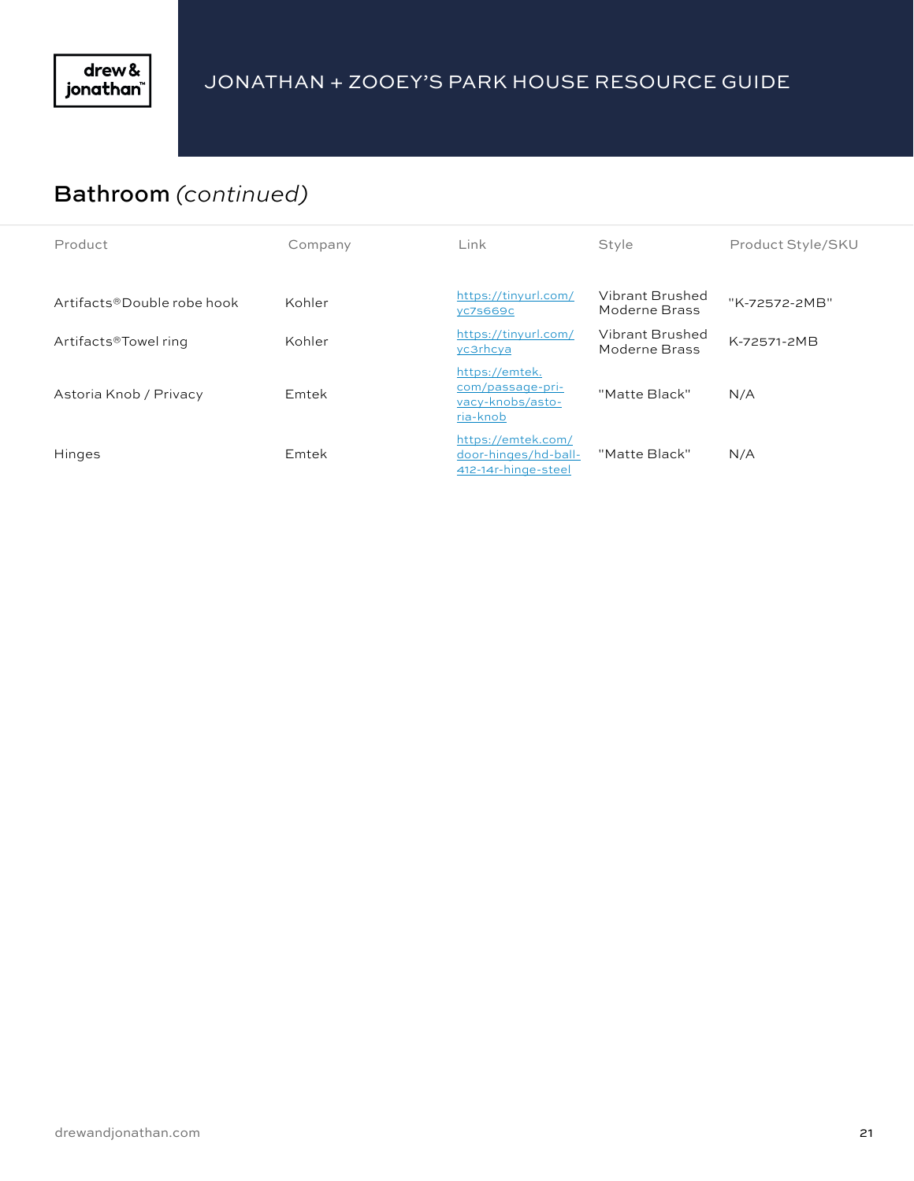## Bathroom *(continued)*

| Product | Company | Link | Style | Product Style/SKU |
|---|---|---|---|---|
| Artifacts®Double robe hook | Kohler | https://tinyurl.com/yc7s669c | Vibrant Brushed Moderne Brass | "K-72572-2MB" |
| Artifacts®Towel ring | Kohler | https://tinyurl.com/yc3rhcya | Vibrant Brushed Moderne Brass | K-72571-2MB |
| Astoria Knob / Privacy | Emtek | https://emtek.com/passage-privacy-knobs/astoria-knob | "Matte Black" | N/A |
| Hinges | Emtek | https://emtek.com/door-hinges/hd-ball-412-14r-hinge-steel | "Matte Black" | N/A |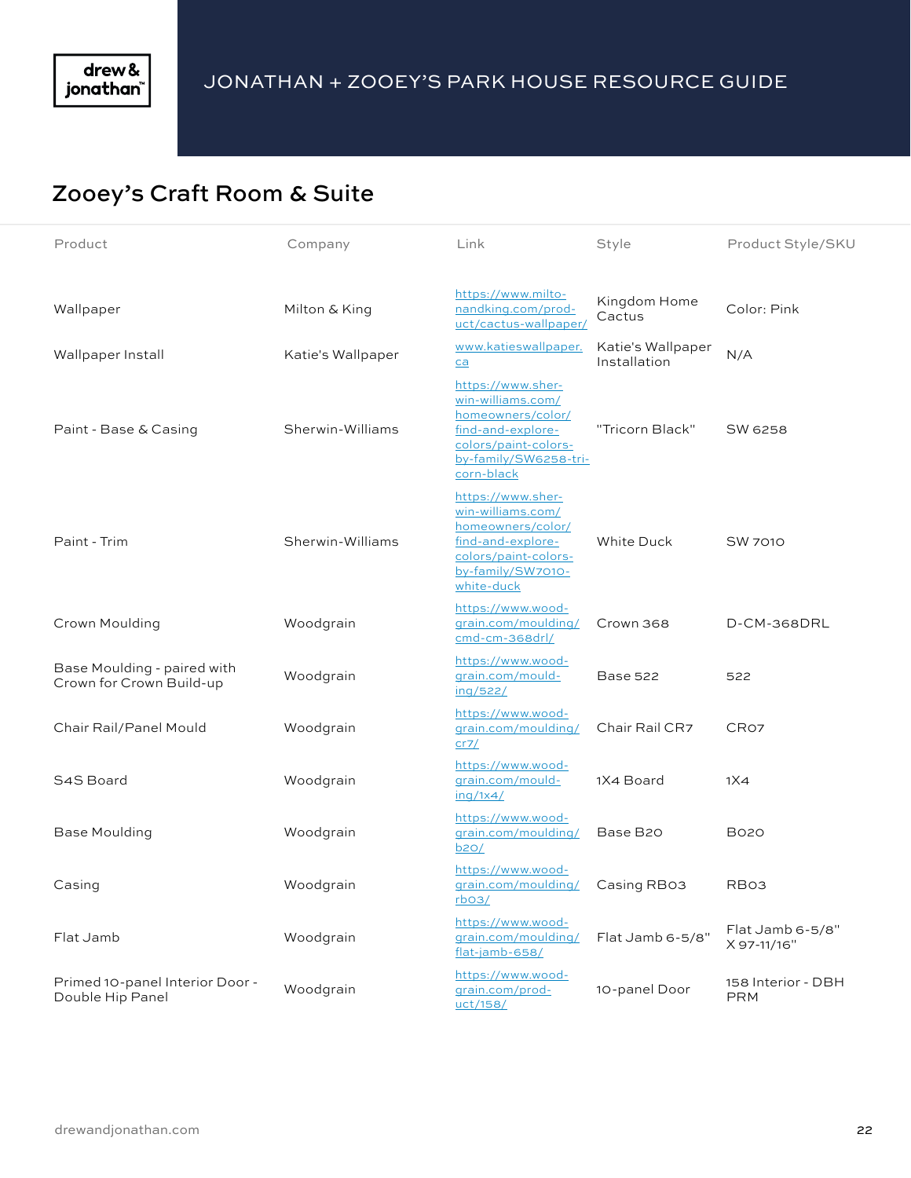# JONATHAN + ZOOEY'S PARK HOUSE RESOURCE GUIDE

## Zooey's Craft Room & Suite

| Product | Company | Link | Style | Product Style/SKU |
|---|---|---|---|---|
| Wallpaper | Milton & King | https://www.miltonandking.com/product/cactus-wallpaper/ | Kingdom Home Cactus | Color: Pink |
| Wallpaper Install | Katie's Wallpaper | www.katieswallpaper.ca | Katie's Wallpaper Installation | N/A |
| Paint - Base & Casing | Sherwin-Williams | https://www.sherwin-williams.com/homeowners/color/find-and-explore-colors/paint-colors-by-family/SW6258-tricorn-black | "Tricorn Black" | SW 6258 |
| Paint - Trim | Sherwin-Williams | https://www.sherwin-williams.com/homeowners/color/find-and-explore-colors/paint-colors-by-family/SW7010-white-duck | White Duck | SW 7010 |
| Crown Moulding | Woodgrain | https://www.woodgrain.com/moulding/cmd-cm-368drl/ | Crown 368 | D-CM-368DRL |
| Base Moulding - paired with Crown for Crown Build-up | Woodgrain | https://www.woodgrain.com/moulding/522/ | Base 522 | 522 |
| Chair Rail/Panel Mould | Woodgrain | https://www.woodgrain.com/moulding/cr7/ | Chair Rail CR7 | CR07 |
| S4S Board | Woodgrain | https://www.woodgrain.com/moulding/1x4/ | 1X4 Board | 1X4 |
| Base Moulding | Woodgrain | https://www.woodgrain.com/moulding/b20/ | Base B20 | B020 |
| Casing | Woodgrain | https://www.woodgrain.com/moulding/rb03/ | Casing RB03 | RB03 |
| Flat Jamb | Woodgrain | https://www.woodgrain.com/moulding/flat-jamb-658/ | Flat Jamb 6-5/8" | Flat Jamb 6-5/8" X 97-11/16" |
| Primed 10-panel Interior Door - Double Hip Panel | Woodgrain | https://www.woodgrain.com/product/158/ | 10-panel Door | 158 Interior - DBH PRM |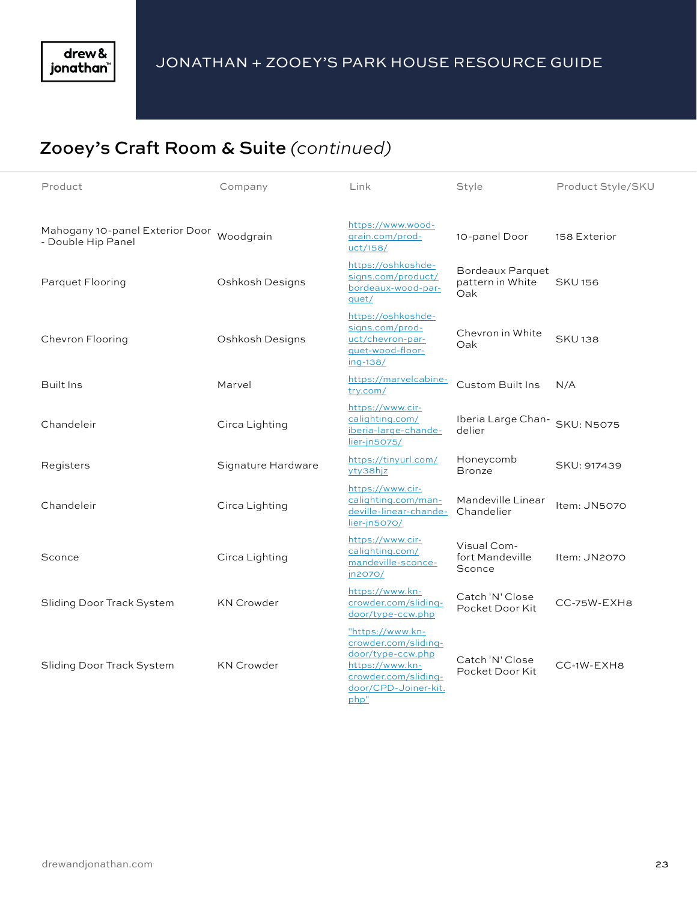## Zooey's Craft Room & Suite *(continued)*

| Product | Company | Link | Style | Product Style/SKU |
|---|---|---|---|---|
| Mahogany 10-panel Exterior Door - Double Hip Panel | Woodgrain | https://www.woodgrain.com/product/158/ | 10-panel Door | 158 Exterior |
| Parquet Flooring | Oshkosh Designs | https://oshkoshdesigns.com/product/bordeaux-wood-parquet/ | Bordeaux Parquet pattern in White Oak | SKU 156 |
| Chevron Flooring | Oshkosh Designs | https://oshkoshdesigns.com/product/chevron-parquet-wood-flooring-138/ | Chevron in White Oak | SKU 138 |
| Built Ins | Marvel | https://marvelcabinetry.com/ | Custom Built Ins | N/A |
| Chandeleir | Circa Lighting | https://www.circalighting.com/iberia-large-chandelier-jn5075/ | Iberia Large Chandelier | SKU: N5075 |
| Registers | Signature Hardware | https://tinyurl.com/yty38hjz | Honeycomb Bronze | SKU: 917439 |
| Chandeleir | Circa Lighting | https://www.circalighting.com/mandeville-linear-chandelier-jn5070/ | Mandeville Linear Chandelier | Item: JN5070 |
| Sconce | Circa Lighting | https://www.circalighting.com/mandeville-sconce-jn2070/ | Visual Comfort Mandeville Sconce | Item: JN2070 |
| Sliding Door Track System | KN Crowder | https://www.kn-crowder.com/sliding-door/type-ccw.php | Catch 'N' Close Pocket Door Kit | CC-75W-EXH8 |
| Sliding Door Track System | KN Crowder | "https://www.kn-crowder.com/sliding-door/type-ccw.php https://www.kn-crowder.com/sliding-door/CPD-Joiner-kit.php" | Catch 'N' Close Pocket Door Kit | CC-1W-EXH8 |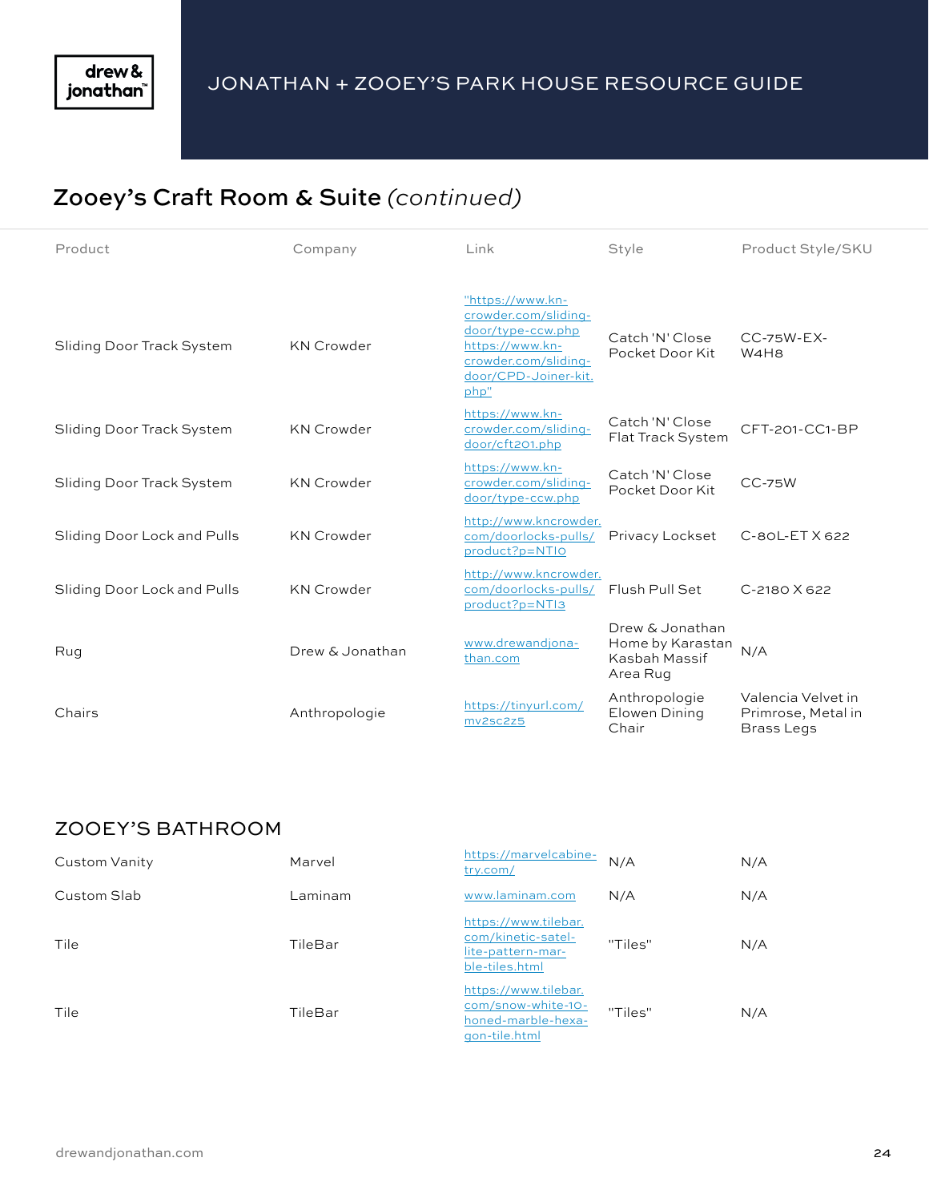# JONATHAN + ZOOEY'S PARK HOUSE RESOURCE GUIDE

## Zooey's Craft Room & Suite *(continued)*

| Product | Company | Link | Style | Product Style/SKU |
|---|---|---|---|---|
| Sliding Door Track System | KN Crowder | "https://www.kn-crowder.com/sliding-door/type-ccw.php https://www.kn-crowder.com/sliding-door/CPD-Joiner-kit.php" | Catch 'N' Close Pocket Door Kit | CC-75W-EX-W4H8 |
| Sliding Door Track System | KN Crowder | https://www.kn-crowder.com/sliding-door/cft201.php | Catch 'N' Close Flat Track System | CFT-201-CC1-BP |
| Sliding Door Track System | KN Crowder | https://www.kn-crowder.com/sliding-door/type-ccw.php | Catch 'N' Close Pocket Door Kit | CC-75W |
| Sliding Door Lock and Pulls | KN Crowder | http://www.kncrowder.com/doorlocks-pulls/product?p=NTI0 | Privacy Lockset | C-80L-ET X 622 |
| Sliding Door Lock and Pulls | KN Crowder | http://www.kncrowder.com/doorlocks-pulls/product?p=NTI3 | Flush Pull Set | C-2180 X 622 |
| Rug | Drew & Jonathan | www.drewandjonathan.com | Drew & Jonathan Home by Karastan Kasbah Massif Area Rug | N/A |
| Chairs | Anthropologie | https://tinyurl.com/mv2sc2z5 | Anthropologie Elowen Dining Chair | Valencia Velvet in Primrose, Metal in Brass Legs |

## ZOOEY'S BATHROOM

| Product | Company | Link | Style | Product Style/SKU |
|---|---|---|---|---|
| Custom Vanity | Marvel | https://marvelcabinetry.com/ | N/A | N/A |
| Custom Slab | Laminam | www.laminam.com | N/A | N/A |
| Tile | TileBar | https://www.tilebar.com/kinetic-satellite-pattern-marble-tiles.html | "Tiles" | N/A |
| Tile | TileBar | https://www.tilebar.com/snow-white-10-honed-marble-hexagon-tile.html | "Tiles" | N/A |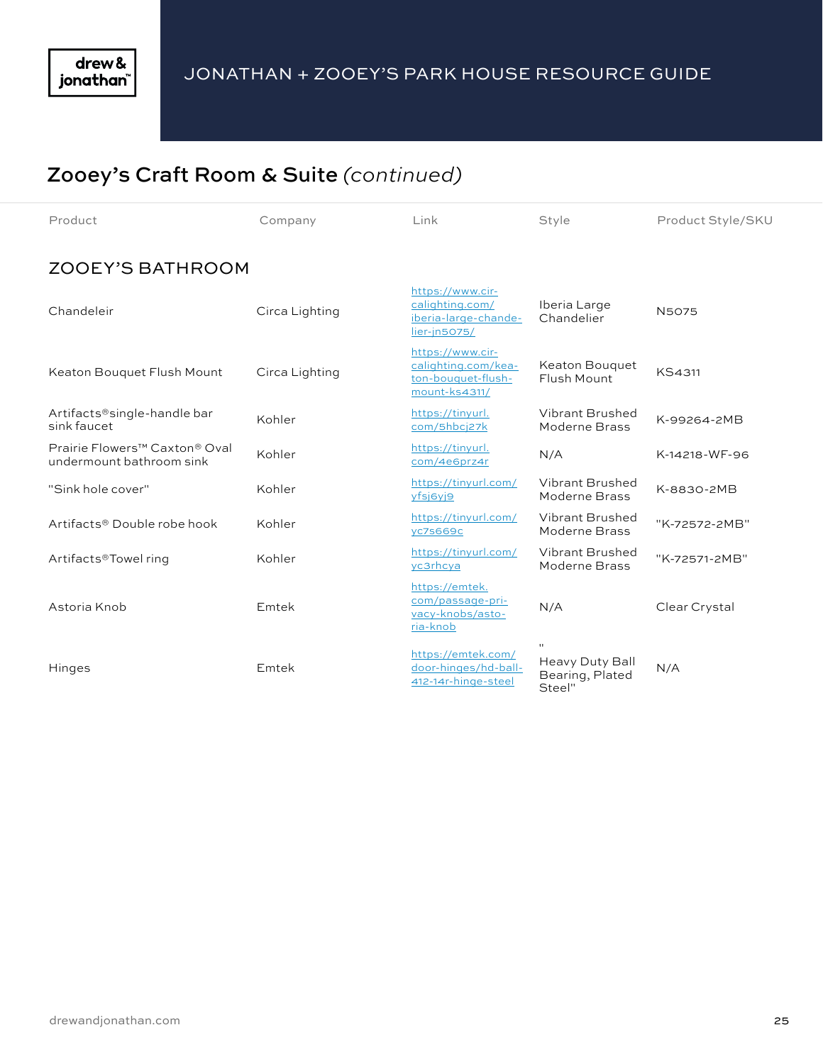## Zooey's Craft Room & Suite *(continued)*

| Product | Company | Link | Style | Product Style/SKU |
|---|---|---|---|---|
| **ZOOEY'S BATHROOM** | | | | |
| Chandeleir | Circa Lighting | https://www.circalighting.com/iberia-large-chandelier-jn5075/ | Iberia Large Chandelier | N5075 |
| Keaton Bouquet Flush Mount | Circa Lighting | https://www.circalighting.com/keaton-bouquet-flush-mount-ks4311/ | Keaton Bouquet Flush Mount | KS4311 |
| Artifacts®single-handle bar sink faucet | Kohler | https://tinyurl.com/5hbcj27k | Vibrant Brushed Moderne Brass | K-99264-2MB |
| Prairie Flowers™ Caxton® Oval undermount bathroom sink | Kohler | https://tinyurl.com/4e6prz4r | N/A | K-14218-WF-96 |
| "Sink hole cover" | Kohler | https://tinyurl.com/yfsj6yj9 | Vibrant Brushed Moderne Brass | K-8830-2MB |
| Artifacts® Double robe hook | Kohler | https://tinyurl.com/yc7s669c | Vibrant Brushed Moderne Brass | "K-72572-2MB" |
| Artifacts®Towel ring | Kohler | https://tinyurl.com/yc3rhcya | Vibrant Brushed Moderne Brass | "K-72571-2MB" |
| Astoria Knob | Emtek | https://emtek.com/passage-privacy-knobs/astoria-knob | N/A | Clear Crystal |
| Hinges | Emtek | https://emtek.com/door-hinges/hd-ball-412-14r-hinge-steel | " Heavy Duty Ball Bearing, Plated Steel" | N/A |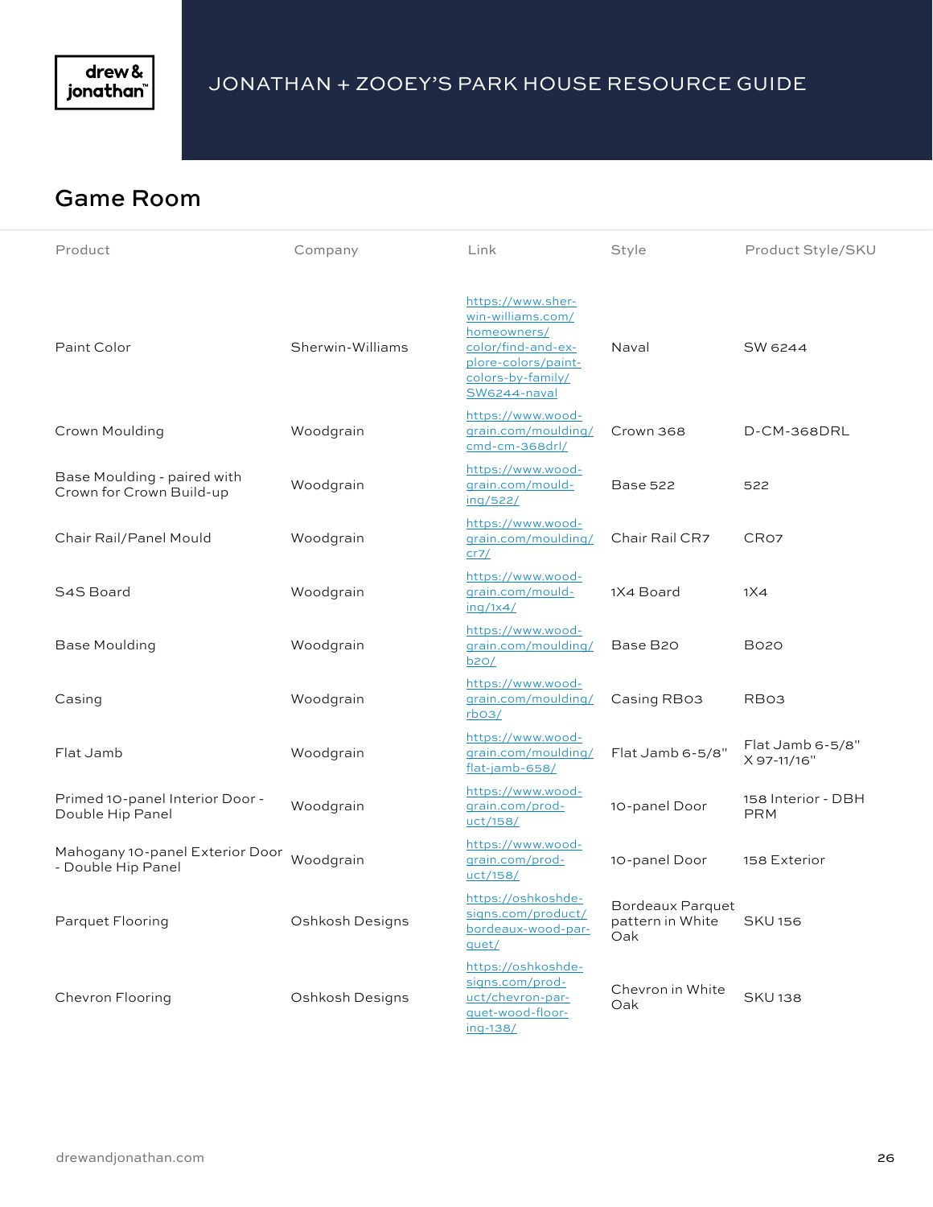# JONATHAN + ZOOEY'S PARK HOUSE RESOURCE GUIDE

## Game Room

| Product | Company | Link | Style | Product Style/SKU |
|---|---|---|---|---|
| Paint Color | Sherwin-Williams | https://www.sherwin-williams.com/homeowners/color/find-and-explore-colors/paint-colors-by-family/SW6244-naval | Naval | SW 6244 |
| Crown Moulding | Woodgrain | https://www.woodgrain.com/moulding/cmd-cm-368drl/ | Crown 368 | D-CM-368DRL |
| Base Moulding - paired with Crown for Crown Build-up | Woodgrain | https://www.woodgrain.com/moulding/522/ | Base 522 | 522 |
| Chair Rail/Panel Mould | Woodgrain | https://www.woodgrain.com/moulding/cr7/ | Chair Rail CR7 | CR07 |
| S4S Board | Woodgrain | https://www.woodgrain.com/moulding/1x4/ | 1X4 Board | 1X4 |
| Base Moulding | Woodgrain | https://www.woodgrain.com/moulding/b20/ | Base B20 | B020 |
| Casing | Woodgrain | https://www.woodgrain.com/moulding/rb03/ | Casing RB03 | RB03 |
| Flat Jamb | Woodgrain | https://www.woodgrain.com/moulding/flat-jamb-658/ | Flat Jamb 6-5/8" | Flat Jamb 6-5/8" X 97-11/16" |
| Primed 10-panel Interior Door - Double Hip Panel | Woodgrain | https://www.woodgrain.com/product/158/ | 10-panel Door | 158 Interior - DBH PRM |
| Mahogany 10-panel Exterior Door - Double Hip Panel | Woodgrain | https://www.woodgrain.com/product/158/ | 10-panel Door | 158 Exterior |
| Parquet Flooring | Oshkosh Designs | https://oshkoshdesigns.com/product/bordeaux-wood-parquet/ | Bordeaux Parquet pattern in White Oak | SKU 156 |
| Chevron Flooring | Oshkosh Designs | https://oshkoshdesigns.com/product/chevron-parquet-wood-flooring-138/ | Chevron in White Oak | SKU 138 |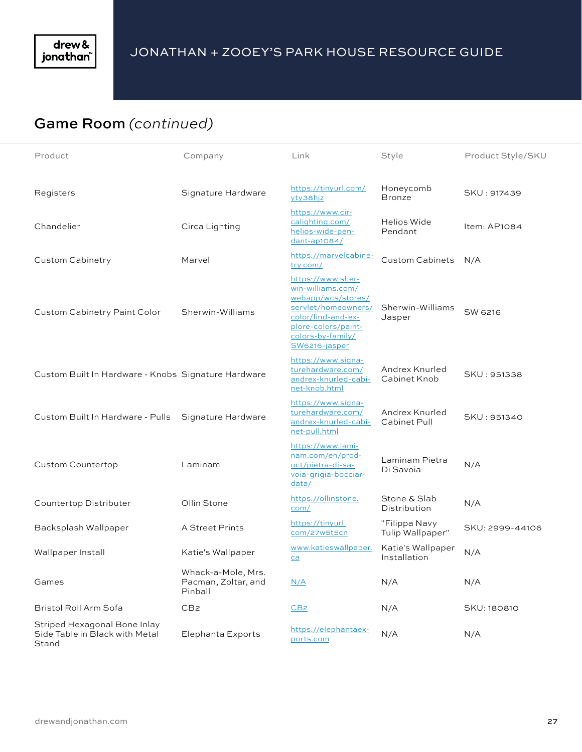# JONATHAN + ZOOEY'S PARK HOUSE RESOURCE GUIDE

## Game Room *(continued)*

| Product | Company | Link | Style | Product Style/SKU |
|---|---|---|---|---|
| Registers | Signature Hardware | https://tinyurl.com/yty38hjz | Honeycomb Bronze | SKU : 917439 |
| Chandelier | Circa Lighting | https://www.circalighting.com/helios-wide-pendant-ap1084/ | Helios Wide Pendant | Item: AP1084 |
| Custom Cabinetry | Marvel | https://marvelcabinetry.com/ | Custom Cabinets | N/A |
| Custom Cabinetry Paint Color | Sherwin-Williams | https://www.sherwin-williams.com/webapp/wcs/stores/servlet/homeowners/color/find-and-explore-colors/paint-colors-by-family/SW6216-jasper | Sherwin-Williams Jasper | SW 6216 |
| Custom Built In Hardware - Knobs | Signature Hardware | https://www.signaturehardware.com/andrex-knurled-cabinet-knob.html | Andrex Knurled Cabinet Knob | SKU : 951338 |
| Custom Built In Hardware - Pulls | Signature Hardware | https://www.signaturehardware.com/andrex-knurled-cabinet-pull.html | Andrex Knurled Cabinet Pull | SKU : 951340 |
| Custom Countertop | Laminam | https://www.laminam.com/en/product/pietra-di-savoia-grigia-bocciardata/ | Laminam Pietra Di Savoia | N/A |
| Countertop Distributer | Ollin Stone | https://ollinstone.com/ | Stone & Slab Distribution | N/A |
| Backsplash Wallpaper | A Street Prints | https://tinyurl.com/27w5t5cn | "Filippa Navy Tulip Wallpaper" | SKU: 2999-44106 |
| Wallpaper Install | Katie's Wallpaper | www.katieswallpaper.ca | Katie's Wallpaper Installation | N/A |
| Games | Whack-a-Mole, Mrs. Pacman, Zoltar, and Pinball | N/A | N/A | N/A |
| Bristol Roll Arm Sofa | CB2 | CB2 | N/A | SKU: 180810 |
| Striped Hexagonal Bone Inlay Side Table in Black with Metal Stand | Elephanta Exports | https://elephantaexports.com | N/A | N/A |

drewandjonathan.com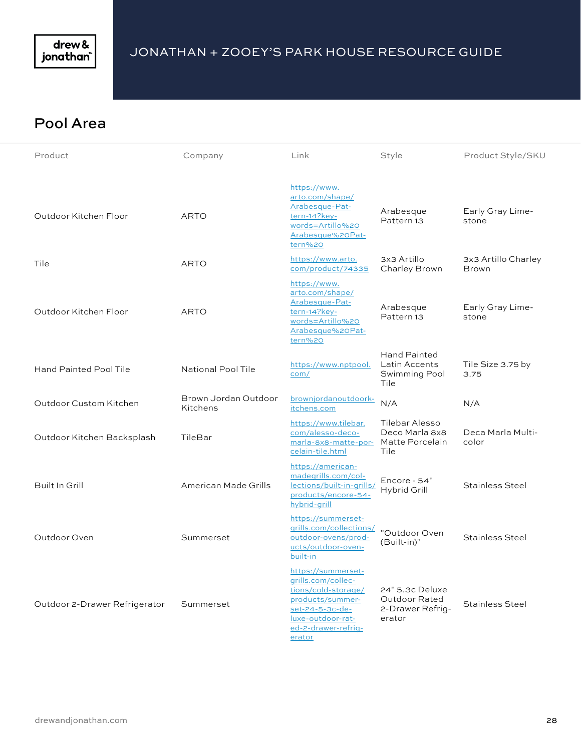# JONATHAN + ZOOEY'S PARK HOUSE RESOURCE GUIDE

## Pool Area

| Product | Company | Link | Style | Product Style/SKU |
|---|---|---|---|---|
| Outdoor Kitchen Floor | ARTO | https://www.arto.com/shape/Arabesque-Pattern-14?keywords=Artillo%20Arabesque%20Pattern%20 | Arabesque Pattern 13 | Early Gray Limestone |
| Tile | ARTO | https://www.arto.com/product/74335 | 3x3 Artillo Charley Brown | 3x3 Artillo Charley Brown |
| Outdoor Kitchen Floor | ARTO | https://www.arto.com/shape/Arabesque-Pattern-14?keywords=Artillo%20Arabesque%20Pattern%20 | Arabesque Pattern 13 | Early Gray Limestone |
| Hand Painted Pool Tile | National Pool Tile | https://www.nptpool.com/ | Hand Painted Latin Accents Swimming Pool Tile | Tile Size 3.75 by 3.75 |
| Outdoor Custom Kitchen | Brown Jordan Outdoor Kitchens | brownjordanoutdoorkitchens.com | N/A | N/A |
| Outdoor Kitchen Backsplash | TileBar | https://www.tilebar.com/alesso-deco-marla-8x8-matte-porcelain-tile.html | Tilebar Alesso Deco Marla 8x8 Matte Porcelain Tile | Deca Marla Multicolor |
| Built In Grill | American Made Grills | https://americanmadegrills.com/collections/built-in-grills/products/encore-54-hybrid-grill | Encore - 54" Hybrid Grill | Stainless Steel |
| Outdoor Oven | Summerset | https://summersetgrills.com/collections/outdoor-ovens/products/outdoor-oven-built-in | "Outdoor Oven (Built-in)" | Stainless Steel |
| Outdoor 2-Drawer Refrigerator | Summerset | https://summersetgrills.com/collections/cold-storage/products/summerset-24-5-3c-deluxe-outdoor-rated-2-drawer-refrigerator | 24" 5.3c Deluxe Outdoor Rated 2-Drawer Refrigerator | Stainless Steel |

drewandjonathan.com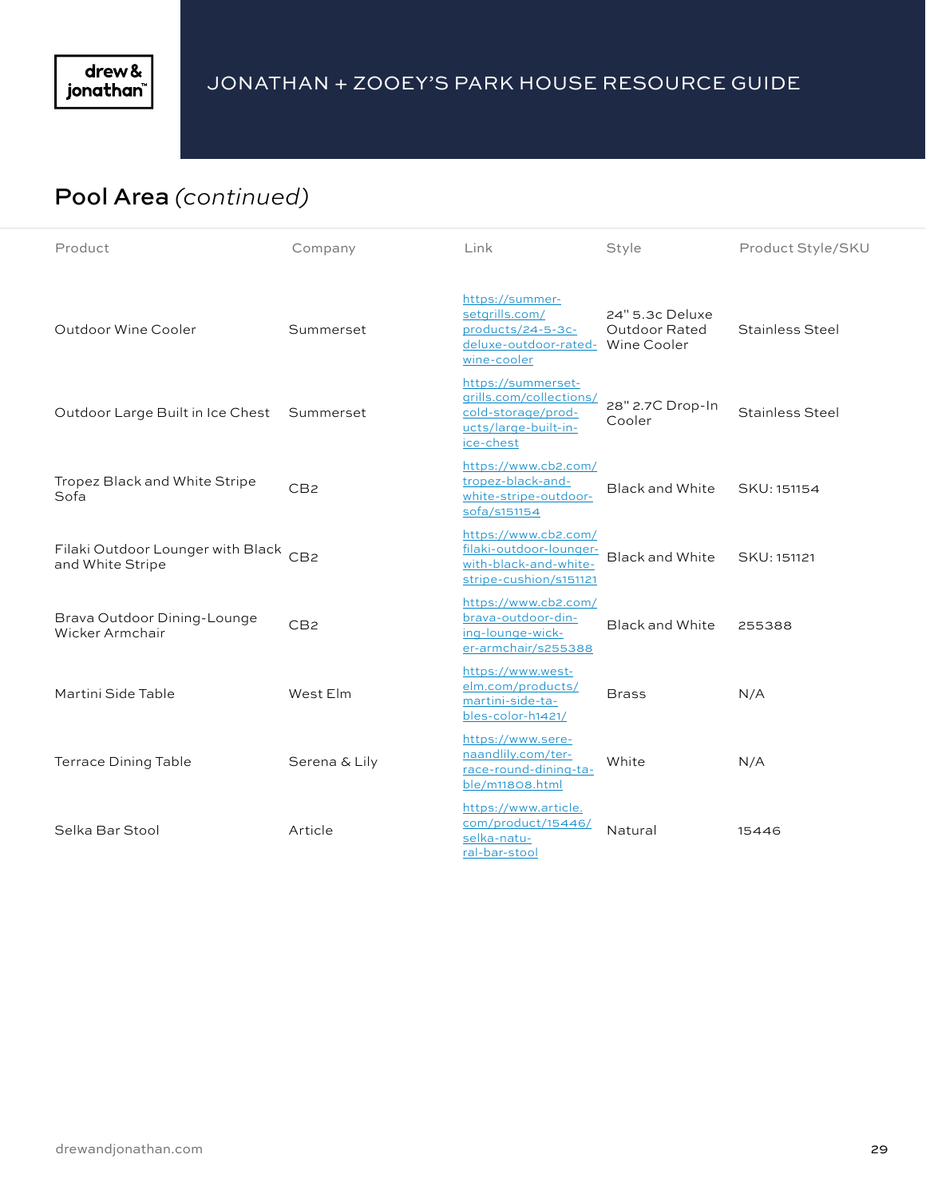# JONATHAN + ZOOEY'S PARK HOUSE RESOURCE GUIDE

## Pool Area *(continued)*

| Product | Company | Link | Style | Product Style/SKU |
|---|---|---|---|---|
| Outdoor Wine Cooler | Summerset | https://summer-setgrills.com/products/24-5-3c-deluxe-outdoor-rated-wine-cooler | 24" 5.3c Deluxe Outdoor Rated Wine Cooler | Stainless Steel |
| Outdoor Large Built in Ice Chest | Summerset | https://summerset-grills.com/collections/cold-storage/products/large-built-in-ice-chest | 28" 2.7C Drop-In Cooler | Stainless Steel |
| Tropez Black and White Stripe Sofa | CB2 | https://www.cb2.com/tropez-black-and-white-stripe-outdoor-sofa/s151154 | Black and White | SKU: 151154 |
| Filaki Outdoor Lounger with Black and White Stripe | CB2 | https://www.cb2.com/filaki-outdoor-lounger-with-black-and-white-stripe-cushion/s151121 | Black and White | SKU: 151121 |
| Brava Outdoor Dining-Lounge Wicker Armchair | CB2 | https://www.cb2.com/brava-outdoor-dining-lounge-wicker-armchair/s255388 | Black and White | 255388 |
| Martini Side Table | West Elm | https://www.westelm.com/products/martini-side-tables-color-h1421/ | Brass | N/A |
| Terrace Dining Table | Serena & Lily | https://www.serenaandlily.com/terrace-round-dining-table/m11808.html | White | N/A |
| Selka Bar Stool | Article | https://www.article.com/product/15446/selka-natural-bar-stool | Natural | 15446 |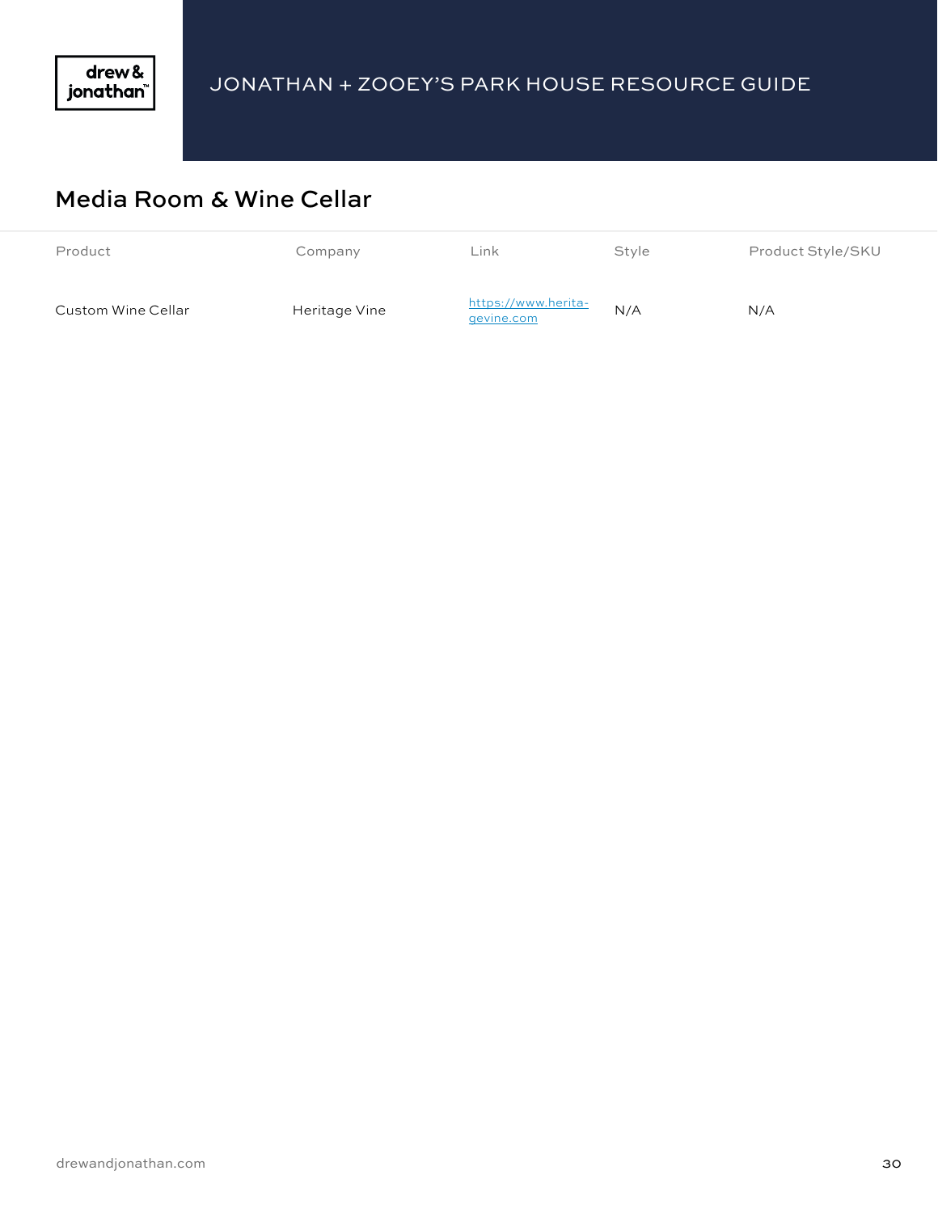JONATHAN + ZOOEY'S PARK HOUSE RESOURCE GUIDE

## Media Room & Wine Cellar

| Product | Company | Link | Style | Product Style/SKU |
|---|---|---|---|---|
| Custom Wine Cellar | Heritage Vine | https://www.heritagevine.com | N/A | N/A |